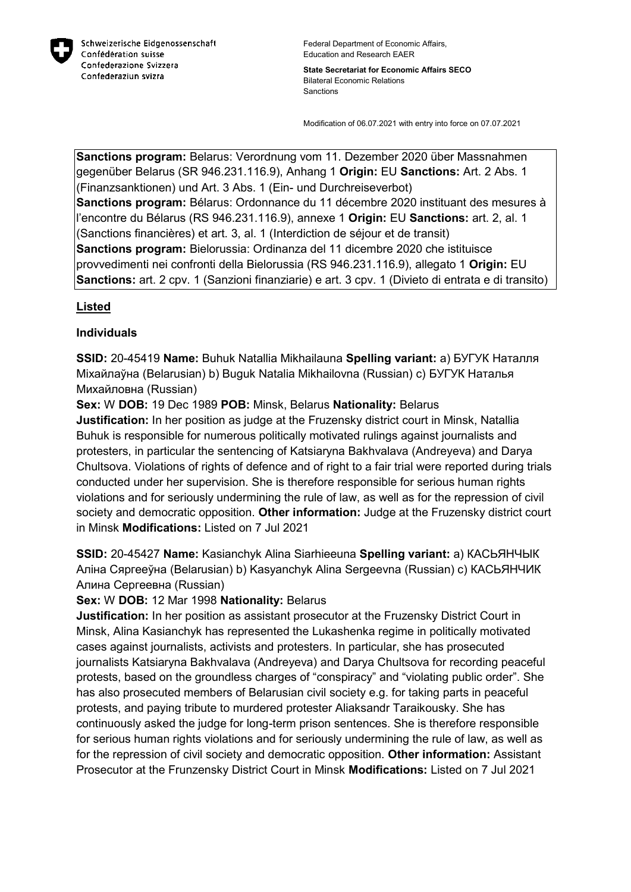Schweizerische Eidgenossenschaft
Confédération suisse
Confederazione Svizzera
Confederaziun svizra

Federal Department of Economic Affairs,
Education and Research EAER

**State Secretariat for Economic Affairs SECO**
Bilateral Economic Relations
Sanctions

Modification of 06.07.2021 with entry into force on 07.07.2021

**Sanctions program:** Belarus: Verordnung vom 11. Dezember 2020 über Massnahmen gegenüber Belarus (SR 946.231.116.9), Anhang 1 **Origin:** EU **Sanctions:** Art. 2 Abs. 1 (Finanzsanktionen) und Art. 3 Abs. 1 (Ein- und Durchreiseverbot)
**Sanctions program:** Bélarus: Ordonnance du 11 décembre 2020 instituant des mesures à l'encontre du Bélarus (RS 946.231.116.9), annexe 1 **Origin:** EU **Sanctions:** art. 2, al. 1 (Sanctions financières) et art. 3, al. 1 (Interdiction de séjour et de transit)
**Sanctions program:** Bielorussia: Ordinanza del 11 dicembre 2020 che istituisce provvedimenti nei confronti della Bielorussia (RS 946.231.116.9), allegato 1 **Origin:** EU **Sanctions:** art. 2 cpv. 1 (Sanzioni finanziarie) e art. 3 cpv. 1 (Divieto di entrata e di transito)

## Listed

### Individuals

**SSID:** 20-45419 **Name:** Buhuk Natallia Mikhailauna **Spelling variant:** a) БУГУК Наталля Міхайлаўна (Belarusian) b) Buguk Natalia Mikhailovna (Russian) c) БУГУК Наталья Михайловна (Russian)
**Sex:** W **DOB:** 19 Dec 1989 **POB:** Minsk, Belarus **Nationality:** Belarus
**Justification:** In her position as judge at the Fruzensky district court in Minsk, Natallia Buhuk is responsible for numerous politically motivated rulings against journalists and protesters, in particular the sentencing of Katsiaryna Bakhvalava (Andreyeva) and Darya Chultsova. Violations of rights of defence and of right to a fair trial were reported during trials conducted under her supervision. She is therefore responsible for serious human rights violations and for seriously undermining the rule of law, as well as for the repression of civil society and democratic opposition. **Other information:** Judge at the Fruzensky district court in Minsk **Modifications:** Listed on 7 Jul 2021

**SSID:** 20-45427 **Name:** Kasianchyk Alina Siarhieeuna **Spelling variant:** a) КАСЬЯНЧЫК Аліна Сяргееўна (Belarusian) b) Kasyanchyk Alina Sergeevna (Russian) c) КАСЬЯНЧИК Алина Сергеевна (Russian)
**Sex:** W **DOB:** 12 Mar 1998 **Nationality:** Belarus
**Justification:** In her position as assistant prosecutor at the Fruzensky District Court in Minsk, Alina Kasianchyk has represented the Lukashenka regime in politically motivated cases against journalists, activists and protesters. In particular, she has prosecuted journalists Katsiaryna Bakhvalava (Andreyeva) and Darya Chultsova for recording peaceful protests, based on the groundless charges of "conspiracy" and "violating public order". She has also prosecuted members of Belarusian civil society e.g. for taking parts in peaceful protests, and paying tribute to murdered protester Aliaksandr Taraikousky. She has continuously asked the judge for long-term prison sentences. She is therefore responsible for serious human rights violations and for seriously undermining the rule of law, as well as for the repression of civil society and democratic opposition. **Other information:** Assistant Prosecutor at the Frunzensky District Court in Minsk **Modifications:** Listed on 7 Jul 2021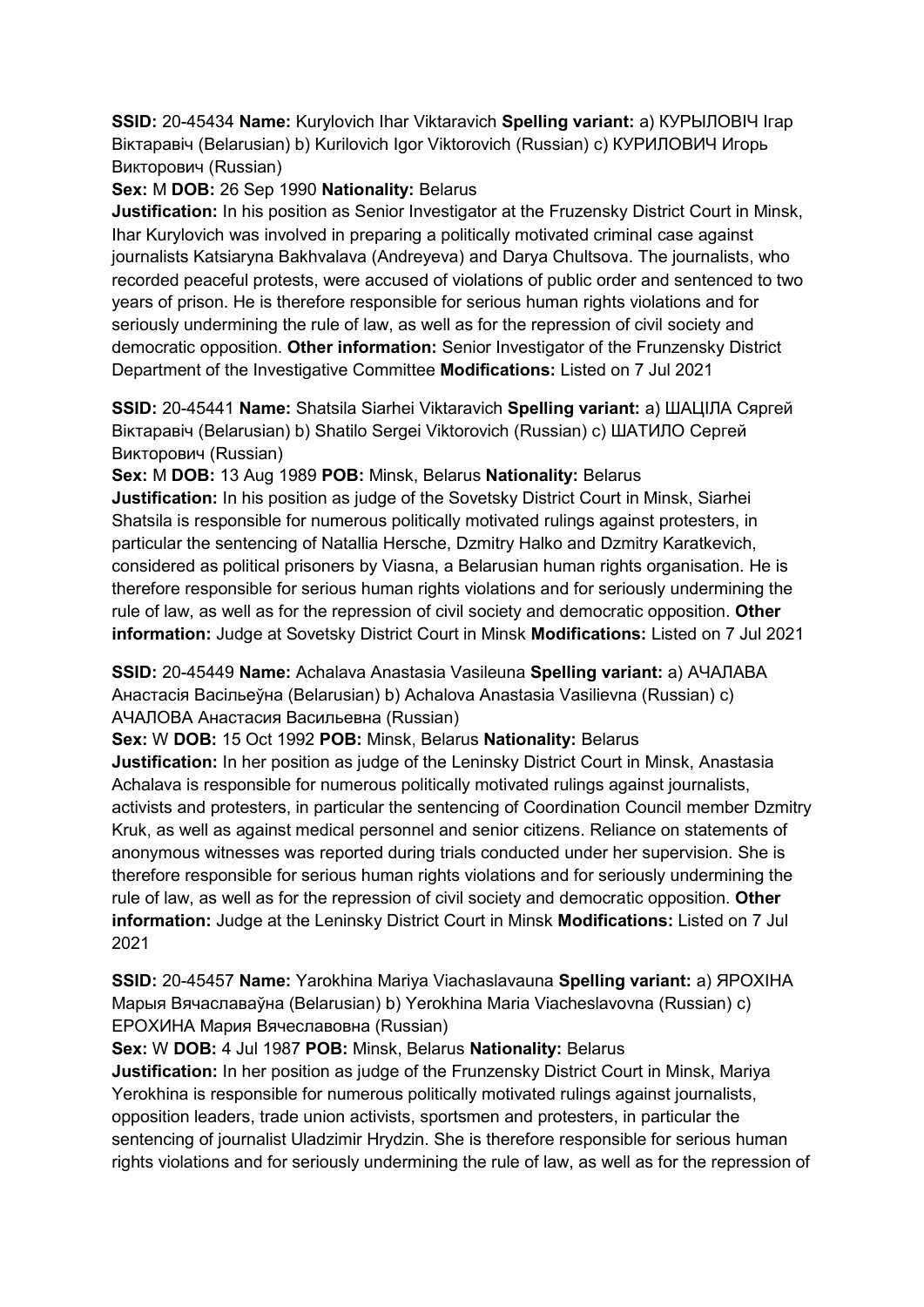**SSID:** 20-45434 **Name:** Kurylovich Ihar Viktaravich **Spelling variant:** a) КУРЫЛОВІЧ Ігар Віктаравіч (Belarusian) b) Kurilovich Igor Viktorovich (Russian) c) КУРИЛОВИЧ Игорь Викторович (Russian)

**Sex:** M **DOB:** 26 Sep 1990 **Nationality:** Belarus

**Justification:** In his position as Senior Investigator at the Fruzensky District Court in Minsk, Ihar Kurylovich was involved in preparing a politically motivated criminal case against journalists Katsiaryna Bakhvalava (Andreyeva) and Darya Chultsova. The journalists, who recorded peaceful protests, were accused of violations of public order and sentenced to two years of prison. He is therefore responsible for serious human rights violations and for seriously undermining the rule of law, as well as for the repression of civil society and democratic opposition. **Other information:** Senior Investigator of the Frunzensky District Department of the Investigative Committee **Modifications:** Listed on 7 Jul 2021

**SSID:** 20-45441 **Name:** Shatsila Siarhei Viktaravich **Spelling variant:** a) ШАЦІЛА Сяргей Віктаравіч (Belarusian) b) Shatilo Sergei Viktorovich (Russian) c) ШАТИЛО Сергей Викторович (Russian)

**Sex:** M **DOB:** 13 Aug 1989 **POB:** Minsk, Belarus **Nationality:** Belarus

**Justification:** In his position as judge of the Sovetsky District Court in Minsk, Siarhei Shatsila is responsible for numerous politically motivated rulings against protesters, in particular the sentencing of Natallia Hersche, Dzmitry Halko and Dzmitry Karatkevich, considered as political prisoners by Viasna, a Belarusian human rights organisation. He is therefore responsible for serious human rights violations and for seriously undermining the rule of law, as well as for the repression of civil society and democratic opposition. **Other information:** Judge at Sovetsky District Court in Minsk **Modifications:** Listed on 7 Jul 2021

**SSID:** 20-45449 **Name:** Achalava Anastasia Vasileuna **Spelling variant:** a) АЧАЛАВА Анастасія Васільеўна (Belarusian) b) Achalova Anastasia Vasilievna (Russian) c) АЧАЛОВА Анастасия Васильевна (Russian)

**Sex:** W **DOB:** 15 Oct 1992 **POB:** Minsk, Belarus **Nationality:** Belarus

**Justification:** In her position as judge of the Leninsky District Court in Minsk, Anastasia Achalava is responsible for numerous politically motivated rulings against journalists, activists and protesters, in particular the sentencing of Coordination Council member Dzmitry Kruk, as well as against medical personnel and senior citizens. Reliance on statements of anonymous witnesses was reported during trials conducted under her supervision. She is therefore responsible for serious human rights violations and for seriously undermining the rule of law, as well as for the repression of civil society and democratic opposition. **Other information:** Judge at the Leninsky District Court in Minsk **Modifications:** Listed on 7 Jul 2021

**SSID:** 20-45457 **Name:** Yarokhina Mariya Viachaslavauna **Spelling variant:** a) ЯРОХІНА Марыя Вячаславаўна (Belarusian) b) Yerokhina Maria Viacheslavovna (Russian) c) ЕРОХИНА Мария Вячеславовна (Russian)

**Sex:** W **DOB:** 4 Jul 1987 **POB:** Minsk, Belarus **Nationality:** Belarus

**Justification:** In her position as judge of the Frunzensky District Court in Minsk, Mariya Yerokhina is responsible for numerous politically motivated rulings against journalists, opposition leaders, trade union activists, sportsmen and protesters, in particular the sentencing of journalist Uladzimir Hrydzin. She is therefore responsible for serious human rights violations and for seriously undermining the rule of law, as well as for the repression of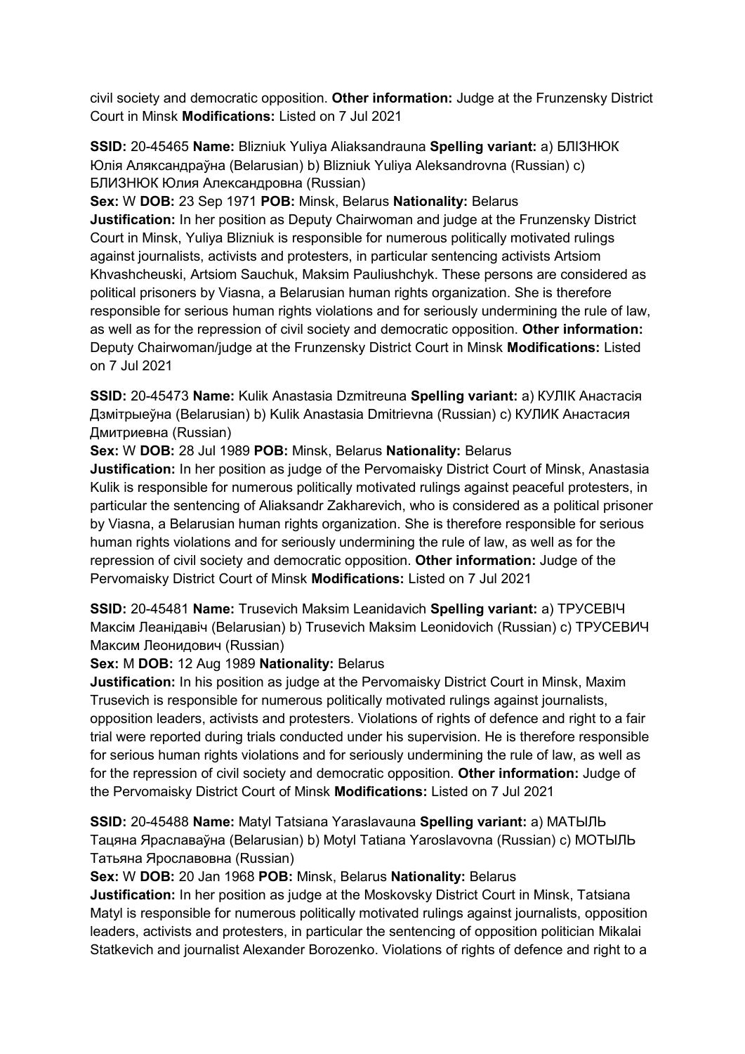civil society and democratic opposition. **Other information:** Judge at the Frunzensky District Court in Minsk **Modifications:** Listed on 7 Jul 2021

**SSID:** 20-45465 **Name:** Blizniuk Yuliya Aliaksandrauna **Spelling variant:** a) БЛІЗНЮК Юлія Аляксандраўна (Belarusian) b) Blizniuk Yuliya Aleksandrovna (Russian) c) БЛИЗНЮК Юлия Александровна (Russian)
**Sex:** W **DOB:** 23 Sep 1971 **POB:** Minsk, Belarus **Nationality:** Belarus
**Justification:** In her position as Deputy Chairwoman and judge at the Frunzensky District Court in Minsk, Yuliya Blizniuk is responsible for numerous politically motivated rulings against journalists, activists and protesters, in particular sentencing activists Artsiom Khvashcheuski, Artsiom Sauchuk, Maksim Pauliushchyk. These persons are considered as political prisoners by Viasna, a Belarusian human rights organization. She is therefore responsible for serious human rights violations and for seriously undermining the rule of law, as well as for the repression of civil society and democratic opposition. **Other information:** Deputy Chairwoman/judge at the Frunzensky District Court in Minsk **Modifications:** Listed on 7 Jul 2021

**SSID:** 20-45473 **Name:** Kulik Anastasia Dzmitreuna **Spelling variant:** a) КУЛІК Анастасія Дзмітрыеўна (Belarusian) b) Kulik Anastasia Dmitrievna (Russian) c) КУЛИК Анастасия Дмитриевна (Russian)
**Sex:** W **DOB:** 28 Jul 1989 **POB:** Minsk, Belarus **Nationality:** Belarus
**Justification:** In her position as judge of the Pervomaisky District Court of Minsk, Anastasia Kulik is responsible for numerous politically motivated rulings against peaceful protesters, in particular the sentencing of Aliaksandr Zakharevich, who is considered as a political prisoner by Viasna, a Belarusian human rights organization. She is therefore responsible for serious human rights violations and for seriously undermining the rule of law, as well as for the repression of civil society and democratic opposition. **Other information:** Judge of the Pervomaisky District Court of Minsk **Modifications:** Listed on 7 Jul 2021

**SSID:** 20-45481 **Name:** Trusevich Maksim Leanidavich **Spelling variant:** a) ТРУСЕВІЧ Максім Леанідавіч (Belarusian) b) Trusevich Maksim Leonidovich (Russian) c) ТРУСЕВИЧ Максим Леонидович (Russian)
**Sex:** M **DOB:** 12 Aug 1989 **Nationality:** Belarus
**Justification:** In his position as judge at the Pervomaisky District Court in Minsk, Maxim Trusevich is responsible for numerous politically motivated rulings against journalists, opposition leaders, activists and protesters. Violations of rights of defence and right to a fair trial were reported during trials conducted under his supervision. He is therefore responsible for serious human rights violations and for seriously undermining the rule of law, as well as for the repression of civil society and democratic opposition. **Other information:** Judge of the Pervomaisky District Court of Minsk **Modifications:** Listed on 7 Jul 2021

**SSID:** 20-45488 **Name:** Matyl Tatsiana Yaraslavauna **Spelling variant:** a) МАТЫЛЬ Тацяна Яраславаўна (Belarusian) b) Motyl Tatiana Yaroslavovna (Russian) c) МОТЫЛЬ Татьяна Ярославовна (Russian)
**Sex:** W **DOB:** 20 Jan 1968 **POB:** Minsk, Belarus **Nationality:** Belarus
**Justification:** In her position as judge at the Moskovsky District Court in Minsk, Tatsiana Matyl is responsible for numerous politically motivated rulings against journalists, opposition leaders, activists and protesters, in particular the sentencing of opposition politician Mikalai Statkevich and journalist Alexander Borozenko. Violations of rights of defence and right to a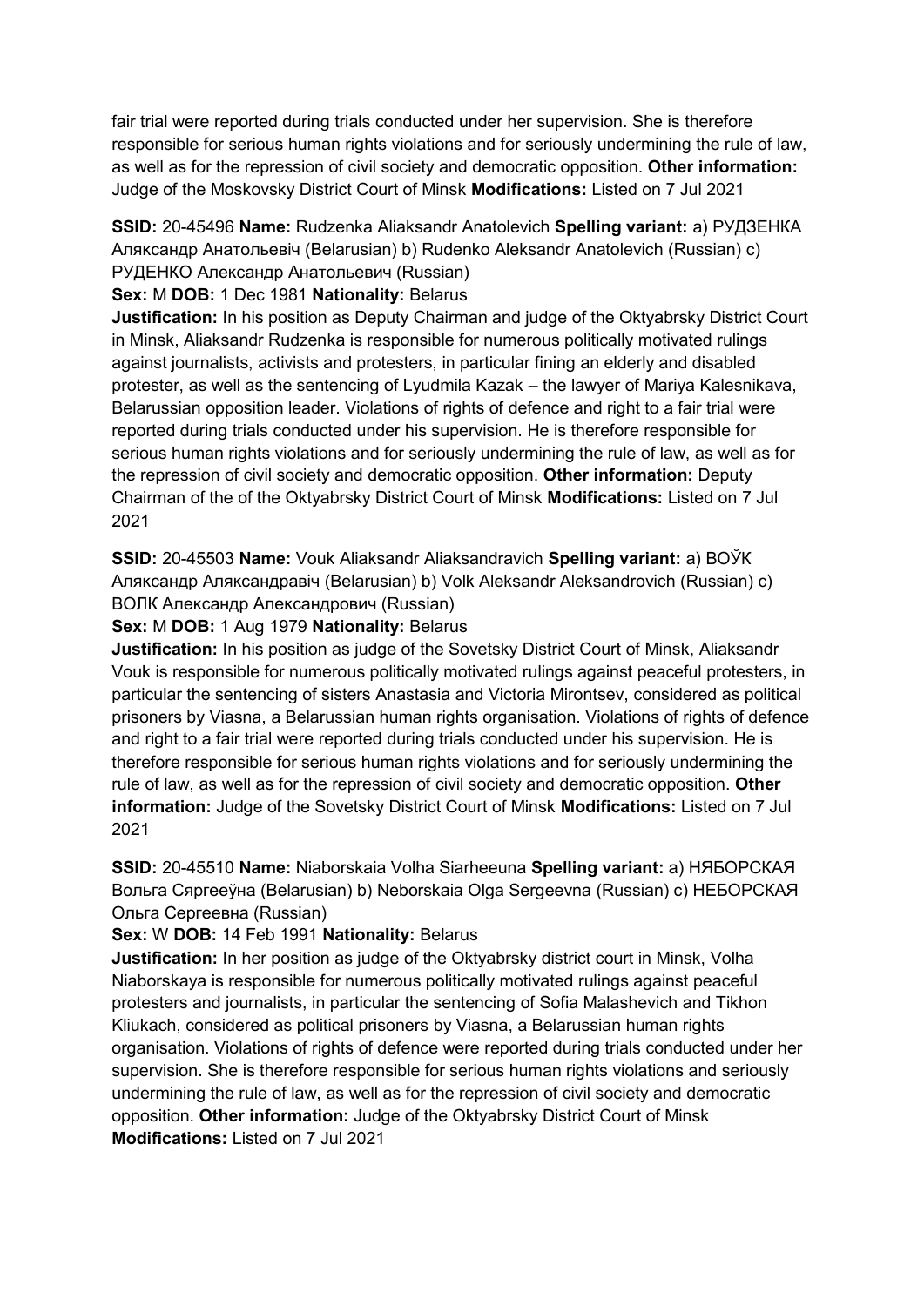fair trial were reported during trials conducted under her supervision. She is therefore responsible for serious human rights violations and for seriously undermining the rule of law, as well as for the repression of civil society and democratic opposition. **Other information:** Judge of the Moskovsky District Court of Minsk **Modifications:** Listed on 7 Jul 2021

**SSID:** 20-45496 **Name:** Rudzenka Aliaksandr Anatolevich **Spelling variant:** a) РУДЗЕНКА Аляксандр Анатольевіч (Belarusian) b) Rudenko Aleksandr Anatolevich (Russian) c) РУДЕНКО Александр Анатольевич (Russian)
**Sex:** M **DOB:** 1 Dec 1981 **Nationality:** Belarus
**Justification:** In his position as Deputy Chairman and judge of the Oktyabrsky District Court in Minsk, Aliaksandr Rudzenka is responsible for numerous politically motivated rulings against journalists, activists and protesters, in particular fining an elderly and disabled protester, as well as the sentencing of Lyudmila Kazak – the lawyer of Mariya Kalesnikava, Belarussian opposition leader. Violations of rights of defence and right to a fair trial were reported during trials conducted under his supervision. He is therefore responsible for serious human rights violations and for seriously undermining the rule of law, as well as for the repression of civil society and democratic opposition. **Other information:** Deputy Chairman of the of the Oktyabrsky District Court of Minsk **Modifications:** Listed on 7 Jul 2021

**SSID:** 20-45503 **Name:** Vouk Aliaksandr Aliaksandravich **Spelling variant:** a) ВОЎК Аляксандр Аляксандравіч (Belarusian) b) Volk Aleksandr Aleksandrovich (Russian) c) ВОЛК Александр Александрович (Russian)
**Sex:** M **DOB:** 1 Aug 1979 **Nationality:** Belarus
**Justification:** In his position as judge of the Sovetsky District Court of Minsk, Aliaksandr Vouk is responsible for numerous politically motivated rulings against peaceful protesters, in particular the sentencing of sisters Anastasia and Victoria Mirontsev, considered as political prisoners by Viasna, a Belarussian human rights organisation. Violations of rights of defence and right to a fair trial were reported during trials conducted under his supervision. He is therefore responsible for serious human rights violations and for seriously undermining the rule of law, as well as for the repression of civil society and democratic opposition. **Other information:** Judge of the Sovetsky District Court of Minsk **Modifications:** Listed on 7 Jul 2021

**SSID:** 20-45510 **Name:** Niaborskaia Volha Siarheeuna **Spelling variant:** a) НЯБОРСКАЯ Вольга Сяргееўна (Belarusian) b) Neborskaia Olga Sergeevna (Russian) c) НЕБОРСКАЯ Ольга Сергеевна (Russian)
**Sex:** W **DOB:** 14 Feb 1991 **Nationality:** Belarus
**Justification:** In her position as judge of the Oktyabrsky district court in Minsk, Volha Niaborskaya is responsible for numerous politically motivated rulings against peaceful protesters and journalists, in particular the sentencing of Sofia Malashevich and Tikhon Kliukach, considered as political prisoners by Viasna, a Belarussian human rights organisation. Violations of rights of defence were reported during trials conducted under her supervision. She is therefore responsible for serious human rights violations and seriously undermining the rule of law, as well as for the repression of civil society and democratic opposition. **Other information:** Judge of the Oktyabrsky District Court of Minsk **Modifications:** Listed on 7 Jul 2021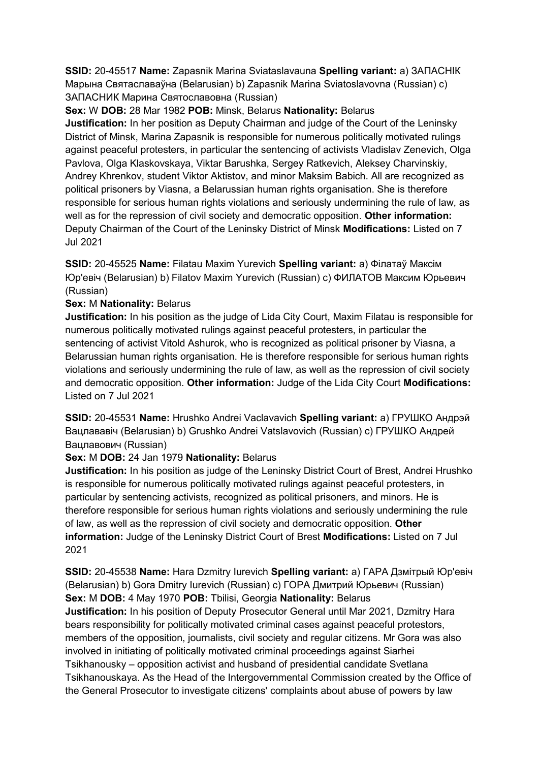**SSID:** 20-45517 **Name:** Zapasnik Marina Sviataslavauna **Spelling variant:** a) ЗАПАСНІК Марына Святаславаўна (Belarusian) b) Zapasnik Marina Sviatoslavovna (Russian) c) ЗАПАСНИК Марина Святославовна (Russian)
**Sex:** W **DOB:** 28 Mar 1982 **POB:** Minsk, Belarus **Nationality:** Belarus
**Justification:** In her position as Deputy Chairman and judge of the Court of the Leninsky District of Minsk, Marina Zapasnik is responsible for numerous politically motivated rulings against peaceful protesters, in particular the sentencing of activists Vladislav Zenevich, Olga Pavlova, Olga Klaskovskaya, Viktar Barushka, Sergey Ratkevich, Aleksey Charvinskiy, Andrey Khrenkov, student Viktor Aktistov, and minor Maksim Babich. All are recognized as political prisoners by Viasna, a Belarussian human rights organisation. She is therefore responsible for serious human rights violations and seriously undermining the rule of law, as well as for the repression of civil society and democratic opposition. **Other information:** Deputy Chairman of the Court of the Leninsky District of Minsk **Modifications:** Listed on 7 Jul 2021

**SSID:** 20-45525 **Name:** Filatau Maxim Yurevich **Spelling variant:** a) Філатаў Максім Юр'евіч (Belarusian) b) Filatov Maxim Yurevich (Russian) c) ФИЛАТОВ Максим Юрьевич (Russian)
**Sex:** M **Nationality:** Belarus
**Justification:** In his position as the judge of Lida City Court, Maxim Filatau is responsible for numerous politically motivated rulings against peaceful protesters, in particular the sentencing of activist Vitold Ashurok, who is recognized as political prisoner by Viasna, a Belarussian human rights organisation. He is therefore responsible for serious human rights violations and seriously undermining the rule of law, as well as the repression of civil society and democratic opposition. **Other information:** Judge of the Lida City Court **Modifications:** Listed on 7 Jul 2021

**SSID:** 20-45531 **Name:** Hrushko Andrei Vaclavavich **Spelling variant:** a) ГРУШКО Андрэй Вацлававіч (Belarusian) b) Grushko Andrei Vatslavovich (Russian) c) ГРУШКО Андрей Вацлавович (Russian)
**Sex:** M **DOB:** 24 Jan 1979 **Nationality:** Belarus
**Justification:** In his position as judge of the Leninsky District Court of Brest, Andrei Hrushko is responsible for numerous politically motivated rulings against peaceful protesters, in particular by sentencing activists, recognized as political prisoners, and minors. He is therefore responsible for serious human rights violations and seriously undermining the rule of law, as well as the repression of civil society and democratic opposition. **Other information:** Judge of the Leninsky District Court of Brest **Modifications:** Listed on 7 Jul 2021

**SSID:** 20-45538 **Name:** Hara Dzmitry Iurevich **Spelling variant:** a) ГАРА Дзмітрый Юр'евіч (Belarusian) b) Gora Dmitry Iurevich (Russian) c) ГОРА Дмитрий Юрьевич (Russian)
**Sex:** M **DOB:** 4 May 1970 **POB:** Tbilisi, Georgia **Nationality:** Belarus
**Justification:** In his position of Deputy Prosecutor General until Mar 2021, Dzmitry Hara bears responsibility for politically motivated criminal cases against peaceful protestors, members of the opposition, journalists, civil society and regular citizens. Mr Gora was also involved in initiating of politically motivated criminal proceedings against Siarhei Tsikhanousky – opposition activist and husband of presidential candidate Svetlana Tsikhanouskaya. As the Head of the Intergovernmental Commission created by the Office of the General Prosecutor to investigate citizens' complaints about abuse of powers by law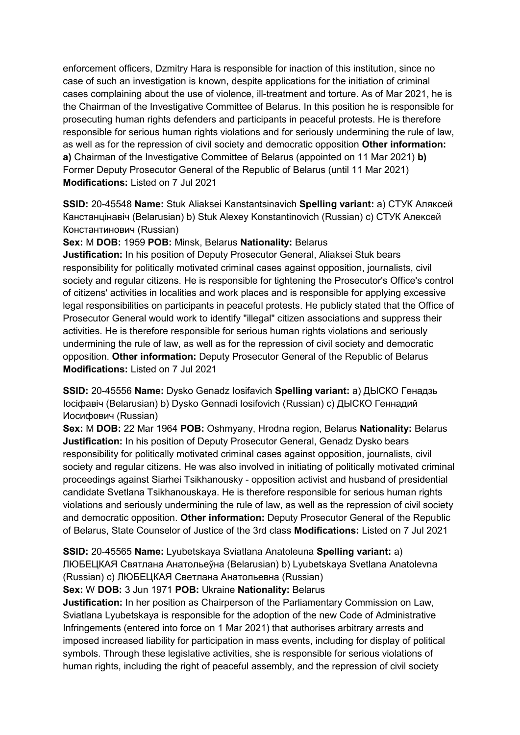enforcement officers, Dzmitry Hara is responsible for inaction of this institution, since no case of such an investigation is known, despite applications for the initiation of criminal cases complaining about the use of violence, ill-treatment and torture. As of Mar 2021, he is the Chairman of the Investigative Committee of Belarus. In this position he is responsible for prosecuting human rights defenders and participants in peaceful protests. He is therefore responsible for serious human rights violations and for seriously undermining the rule of law, as well as for the repression of civil society and democratic opposition **Other information:** **a)** Chairman of the Investigative Committee of Belarus (appointed on 11 Mar 2021) **b)** Former Deputy Prosecutor General of the Republic of Belarus (until 11 Mar 2021) **Modifications:** Listed on 7 Jul 2021

**SSID:** 20-45548 **Name:** Stuk Aliaksei Kanstantsinavich **Spelling variant:** a) СТУК Аляксей Канстанцінавіч (Belarusian) b) Stuk Alexey Konstantinovich (Russian) c) СТУК Алексей Константинович (Russian)
**Sex:** M **DOB:** 1959 **POB:** Minsk, Belarus **Nationality:** Belarus
**Justification:** In his position of Deputy Prosecutor General, Aliaksei Stuk bears responsibility for politically motivated criminal cases against opposition, journalists, civil society and regular citizens. He is responsible for tightening the Prosecutor's Office's control of citizens' activities in localities and work places and is responsible for applying excessive legal responsibilities on participants in peaceful protests. He publicly stated that the Office of Prosecutor General would work to identify "illegal" citizen associations and suppress their activities. He is therefore responsible for serious human rights violations and seriously undermining the rule of law, as well as for the repression of civil society and democratic opposition. **Other information:** Deputy Prosecutor General of the Republic of Belarus **Modifications:** Listed on 7 Jul 2021

**SSID:** 20-45556 **Name:** Dysko Genadz Iosifavich **Spelling variant:** a) ДЫСКО Генадзь Іосіфавіч (Belarusian) b) Dysko Gennadi Iosifovich (Russian) c) ДЫСКО Геннадий Иосифович (Russian)
**Sex:** M **DOB:** 22 Mar 1964 **POB:** Oshmyany, Hrodna region, Belarus **Nationality:** Belarus
**Justification:** In his position of Deputy Prosecutor General, Genadz Dysko bears responsibility for politically motivated criminal cases against opposition, journalists, civil society and regular citizens. He was also involved in initiating of politically motivated criminal proceedings against Siarhei Tsikhanousky - opposition activist and husband of presidential candidate Svetlana Tsikhanouskaya. He is therefore responsible for serious human rights violations and seriously undermining the rule of law, as well as the repression of civil society and democratic opposition. **Other information:** Deputy Prosecutor General of the Republic of Belarus, State Counselor of Justice of the 3rd class **Modifications:** Listed on 7 Jul 2021

**SSID:** 20-45565 **Name:** Lyubetskaya Sviatlana Anatoleuna **Spelling variant:** a) ЛЮБЕЦКАЯ Святлана Анатольеўна (Belarusian) b) Lyubetskaya Svetlana Anatolevna (Russian) c) ЛЮБЕЦКАЯ Светлана Анатольевна (Russian)
**Sex:** W **DOB:** 3 Jun 1971 **POB:** Ukraine **Nationality:** Belarus
**Justification:** In her position as Chairperson of the Parliamentary Commission on Law, Sviatlana Lyubetskaya is responsible for the adoption of the new Code of Administrative Infringements (entered into force on 1 Mar 2021) that authorises arbitrary arrests and imposed increased liability for participation in mass events, including for display of political symbols. Through these legislative activities, she is responsible for serious violations of human rights, including the right of peaceful assembly, and the repression of civil society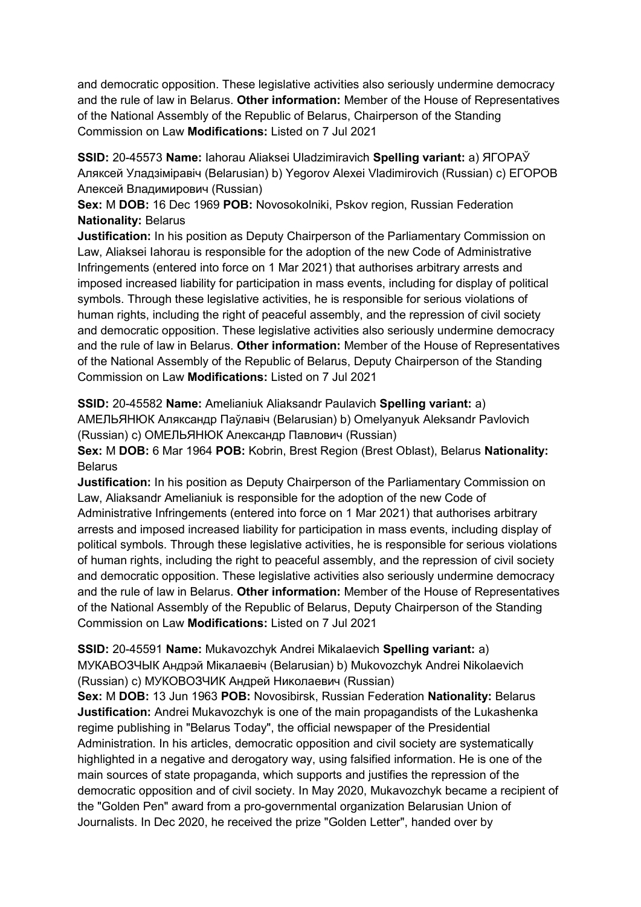and democratic opposition. These legislative activities also seriously undermine democracy and the rule of law in Belarus. **Other information:** Member of the House of Representatives of the National Assembly of the Republic of Belarus, Chairperson of the Standing Commission on Law **Modifications:** Listed on 7 Jul 2021

**SSID:** 20-45573 **Name:** Iahorau Aliaksei Uladzimiravich **Spelling variant:** a) ЯГОРАЎ Аляксей Уладзіміравіч (Belarusian) b) Yegorov Alexei Vladimirovich (Russian) c) ЕГОРОВ Алексей Владимирович (Russian)
**Sex:** M **DOB:** 16 Dec 1969 **POB:** Novosokolniki, Pskov region, Russian Federation **Nationality:** Belarus
**Justification:** In his position as Deputy Chairperson of the Parliamentary Commission on Law, Aliaksei Iahorau is responsible for the adoption of the new Code of Administrative Infringements (entered into force on 1 Mar 2021) that authorises arbitrary arrests and imposed increased liability for participation in mass events, including for display of political symbols. Through these legislative activities, he is responsible for serious violations of human rights, including the right of peaceful assembly, and the repression of civil society and democratic opposition. These legislative activities also seriously undermine democracy and the rule of law in Belarus. **Other information:** Member of the House of Representatives of the National Assembly of the Republic of Belarus, Deputy Chairperson of the Standing Commission on Law **Modifications:** Listed on 7 Jul 2021

**SSID:** 20-45582 **Name:** Amelianiuk Aliaksandr Paulavich **Spelling variant:** a) АМЕЛЬЯНЮК Аляксандр Паўлавіч (Belarusian) b) Omelyanyuk Aleksandr Pavlovich (Russian) c) ОМЕЛЬЯНЮК Александр Павлович (Russian)
**Sex:** M **DOB:** 6 Mar 1964 **POB:** Kobrin, Brest Region (Brest Oblast), Belarus **Nationality:** Belarus
**Justification:** In his position as Deputy Chairperson of the Parliamentary Commission on Law, Aliaksandr Amelianiuk is responsible for the adoption of the new Code of Administrative Infringements (entered into force on 1 Mar 2021) that authorises arbitrary arrests and imposed increased liability for participation in mass events, including display of political symbols. Through these legislative activities, he is responsible for serious violations of human rights, including the right to peaceful assembly, and the repression of civil society and democratic opposition. These legislative activities also seriously undermine democracy and the rule of law in Belarus. **Other information:** Member of the House of Representatives of the National Assembly of the Republic of Belarus, Deputy Chairperson of the Standing Commission on Law **Modifications:** Listed on 7 Jul 2021

**SSID:** 20-45591 **Name:** Mukavozchyk Andrei Mikalaevich **Spelling variant:** a) МУКАВОЗЧЫК Андрэй Мікалаевіч (Belarusian) b) Mukovozchyk Andrei Nikolaevich (Russian) c) МУКОВОЗЧИК Андрей Николаевич (Russian)
**Sex:** M **DOB:** 13 Jun 1963 **POB:** Novosibirsk, Russian Federation **Nationality:** Belarus
**Justification:** Andrei Mukavozchyk is one of the main propagandists of the Lukashenka regime publishing in "Belarus Today", the official newspaper of the Presidential Administration. In his articles, democratic opposition and civil society are systematically highlighted in a negative and derogatory way, using falsified information. He is one of the main sources of state propaganda, which supports and justifies the repression of the democratic opposition and of civil society. In May 2020, Mukavozchyk became a recipient of the "Golden Pen" award from a pro-governmental organization Belarusian Union of Journalists. In Dec 2020, he received the prize "Golden Letter", handed over by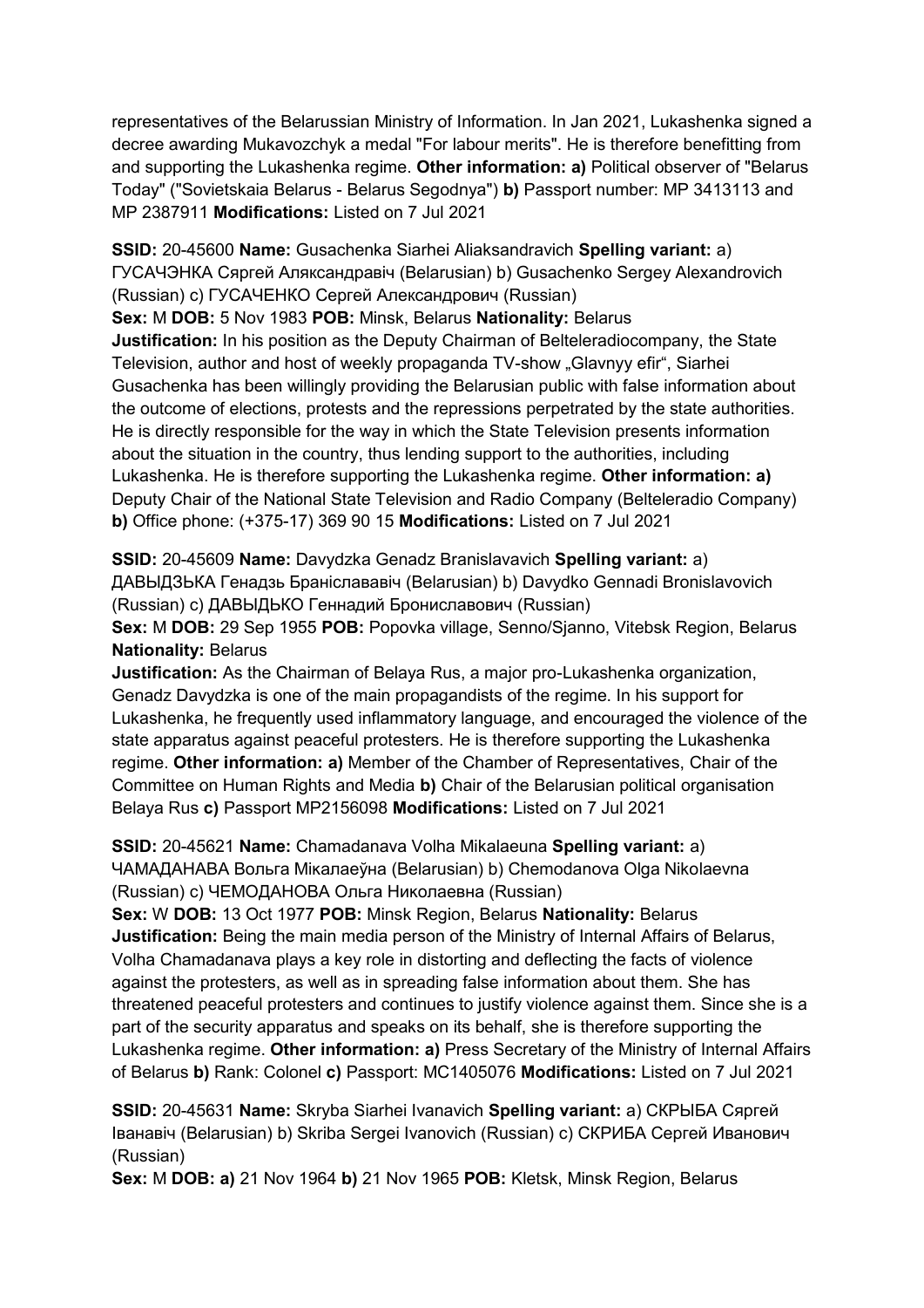representatives of the Belarussian Ministry of Information. In Jan 2021, Lukashenka signed a decree awarding Mukavozchyk a medal "For labour merits". He is therefore benefitting from and supporting the Lukashenka regime. **Other information: a)** Political observer of "Belarus Today" ("Sovietskaia Belarus - Belarus Segodnya") **b)** Passport number: MP 3413113 and MP 2387911 **Modifications:** Listed on 7 Jul 2021

**SSID:** 20-45600 **Name:** Gusachenka Siarhei Aliaksandravich **Spelling variant:** a) ГУСАЧЭНКА Сяргей Аляксандравіч (Belarusian) b) Gusachenko Sergey Alexandrovich (Russian) c) ГУСАЧЕНКО Сергей Александрович (Russian)
**Sex:** M **DOB:** 5 Nov 1983 **POB:** Minsk, Belarus **Nationality:** Belarus
**Justification:** In his position as the Deputy Chairman of Belteleradiocompany, the State Television, author and host of weekly propaganda TV-show „Glavnyy efir", Siarhei Gusachenka has been willingly providing the Belarusian public with false information about the outcome of elections, protests and the repressions perpetrated by the state authorities. He is directly responsible for the way in which the State Television presents information about the situation in the country, thus lending support to the authorities, including Lukashenka. He is therefore supporting the Lukashenka regime. **Other information: a)** Deputy Chair of the National State Television and Radio Company (Belteleradio Company) **b)** Office phone: (+375-17) 369 90 15 **Modifications:** Listed on 7 Jul 2021

**SSID:** 20-45609 **Name:** Davydzka Genadz Branislavavich **Spelling variant:** a) ДАВЫДЗЬКА Генадзь Браніслававіч (Belarusian) b) Davydko Gennadi Bronislavovich (Russian) c) ДАВЫДЬКО Геннадий Брониславович (Russian)
**Sex:** M **DOB:** 29 Sep 1955 **POB:** Popovka village, Senno/Sjanno, Vitebsk Region, Belarus **Nationality:** Belarus
**Justification:** As the Chairman of Belaya Rus, a major pro-Lukashenka organization, Genadz Davydzka is one of the main propagandists of the regime. In his support for Lukashenka, he frequently used inflammatory language, and encouraged the violence of the state apparatus against peaceful protesters. He is therefore supporting the Lukashenka regime. **Other information: a)** Member of the Chamber of Representatives, Chair of the Committee on Human Rights and Media **b)** Chair of the Belarusian political organisation Belaya Rus **c)** Passport MP2156098 **Modifications:** Listed on 7 Jul 2021

**SSID:** 20-45621 **Name:** Chamadanava Volha Mikalaeuna **Spelling variant:** a) ЧАМАДАНАВА Вольга Мікалаеўна (Belarusian) b) Chemodanova Olga Nikolaevna (Russian) c) ЧЕМОДАНОВА Ольга Николаевна (Russian)
**Sex:** W **DOB:** 13 Oct 1977 **POB:** Minsk Region, Belarus **Nationality:** Belarus
**Justification:** Being the main media person of the Ministry of Internal Affairs of Belarus, Volha Chamadanava plays a key role in distorting and deflecting the facts of violence against the protesters, as well as in spreading false information about them. She has threatened peaceful protesters and continues to justify violence against them. Since she is a part of the security apparatus and speaks on its behalf, she is therefore supporting the Lukashenka regime. **Other information: a)** Press Secretary of the Ministry of Internal Affairs of Belarus **b)** Rank: Colonel **c)** Passport: MC1405076 **Modifications:** Listed on 7 Jul 2021

**SSID:** 20-45631 **Name:** Skryba Siarhei Ivanavich **Spelling variant:** a) СКРЫБА Сяргей Іванавіч (Belarusian) b) Skriba Sergei Ivanovich (Russian) c) СКРИБА Сергей Иванович (Russian)
**Sex:** M **DOB:** a) 21 Nov 1964 b) 21 Nov 1965 **POB:** Kletsk, Minsk Region, Belarus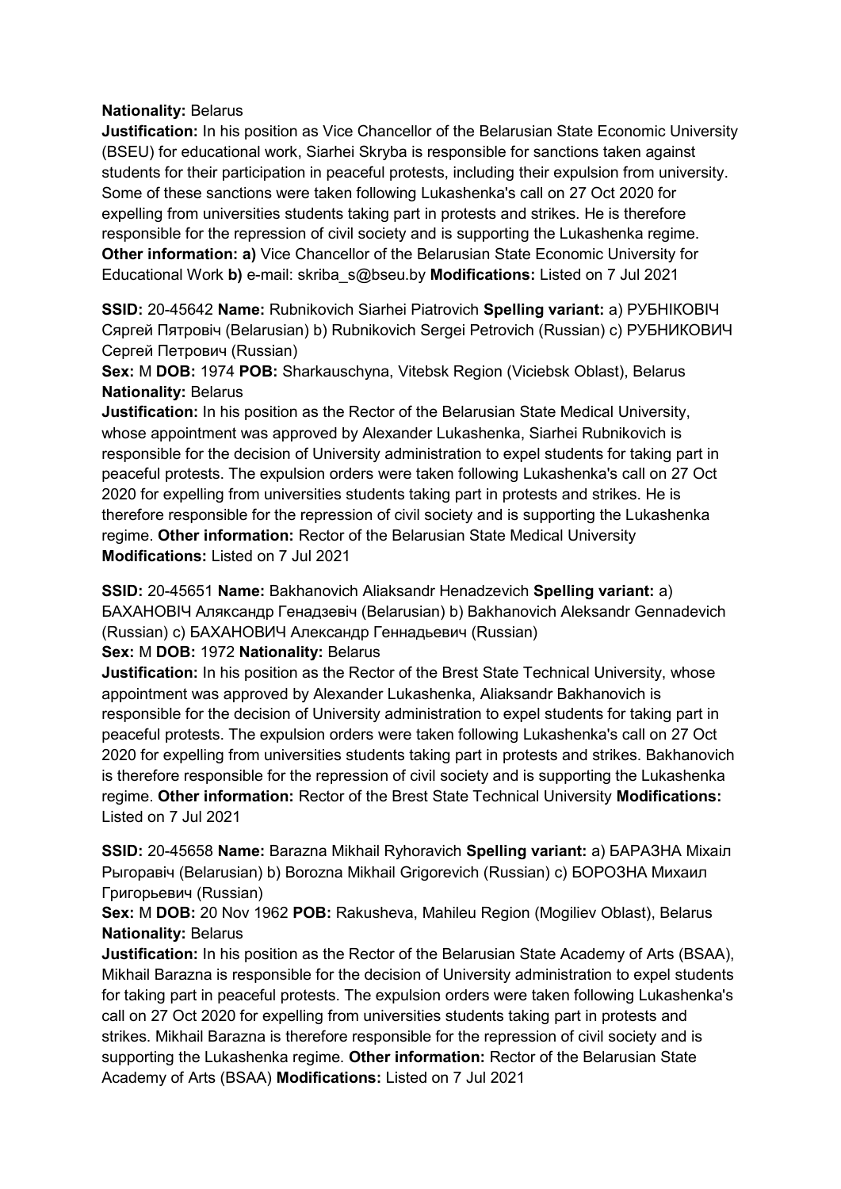**Nationality:** Belarus
**Justification:** In his position as Vice Chancellor of the Belarusian State Economic University (BSEU) for educational work, Siarhei Skryba is responsible for sanctions taken against students for their participation in peaceful protests, including their expulsion from university. Some of these sanctions were taken following Lukashenka's call on 27 Oct 2020 for expelling from universities students taking part in protests and strikes. He is therefore responsible for the repression of civil society and is supporting the Lukashenka regime. **Other information: a)** Vice Chancellor of the Belarusian State Economic University for Educational Work **b)** e-mail: skriba_s@bseu.by **Modifications:** Listed on 7 Jul 2021

**SSID:** 20-45642 **Name:** Rubnikovich Siarhei Piatrovich **Spelling variant:** a) РУБНІКОВІЧ Сяргей Пятровіч (Belarusian) b) Rubnikovich Sergei Petrovich (Russian) c) РУБНИКОВИЧ Сергей Петрович (Russian)
**Sex:** M **DOB:** 1974 **POB:** Sharkauschyna, Vitebsk Region (Viciebsk Oblast), Belarus **Nationality:** Belarus
**Justification:** In his position as the Rector of the Belarusian State Medical University, whose appointment was approved by Alexander Lukashenka, Siarhei Rubnikovich is responsible for the decision of University administration to expel students for taking part in peaceful protests. The expulsion orders were taken following Lukashenka's call on 27 Oct 2020 for expelling from universities students taking part in protests and strikes. He is therefore responsible for the repression of civil society and is supporting the Lukashenka regime. **Other information:** Rector of the Belarusian State Medical University **Modifications:** Listed on 7 Jul 2021

**SSID:** 20-45651 **Name:** Bakhanovich Aliaksandr Henadzevich **Spelling variant:** a) БАХАНОВІЧ Аляксандр Генадзевіч (Belarusian) b) Bakhanovich Aleksandr Gennadevich (Russian) c) БАХАНОВИЧ Александр Геннадьевич (Russian)
**Sex:** M **DOB:** 1972 **Nationality:** Belarus
**Justification:** In his position as the Rector of the Brest State Technical University, whose appointment was approved by Alexander Lukashenka, Aliaksandr Bakhanovich is responsible for the decision of University administration to expel students for taking part in peaceful protests. The expulsion orders were taken following Lukashenka's call on 27 Oct 2020 for expelling from universities students taking part in protests and strikes. Bakhanovich is therefore responsible for the repression of civil society and is supporting the Lukashenka regime. **Other information:** Rector of the Brest State Technical University **Modifications:** Listed on 7 Jul 2021

**SSID:** 20-45658 **Name:** Barazna Mikhail Ryhoravich **Spelling variant:** a) БАРАЗНА Міхаіл Рыгоравіч (Belarusian) b) Borozna Mikhail Grigorevich (Russian) c) БОРОЗНА Михаил Григорьевич (Russian)
**Sex:** M **DOB:** 20 Nov 1962 **POB:** Rakusheva, Mahileu Region (Mogiliev Oblast), Belarus **Nationality:** Belarus
**Justification:** In his position as the Rector of the Belarusian State Academy of Arts (BSAA), Mikhail Barazna is responsible for the decision of University administration to expel students for taking part in peaceful protests. The expulsion orders were taken following Lukashenka's call on 27 Oct 2020 for expelling from universities students taking part in protests and strikes. Mikhail Barazna is therefore responsible for the repression of civil society and is supporting the Lukashenka regime. **Other information:** Rector of the Belarusian State Academy of Arts (BSAA) **Modifications:** Listed on 7 Jul 2021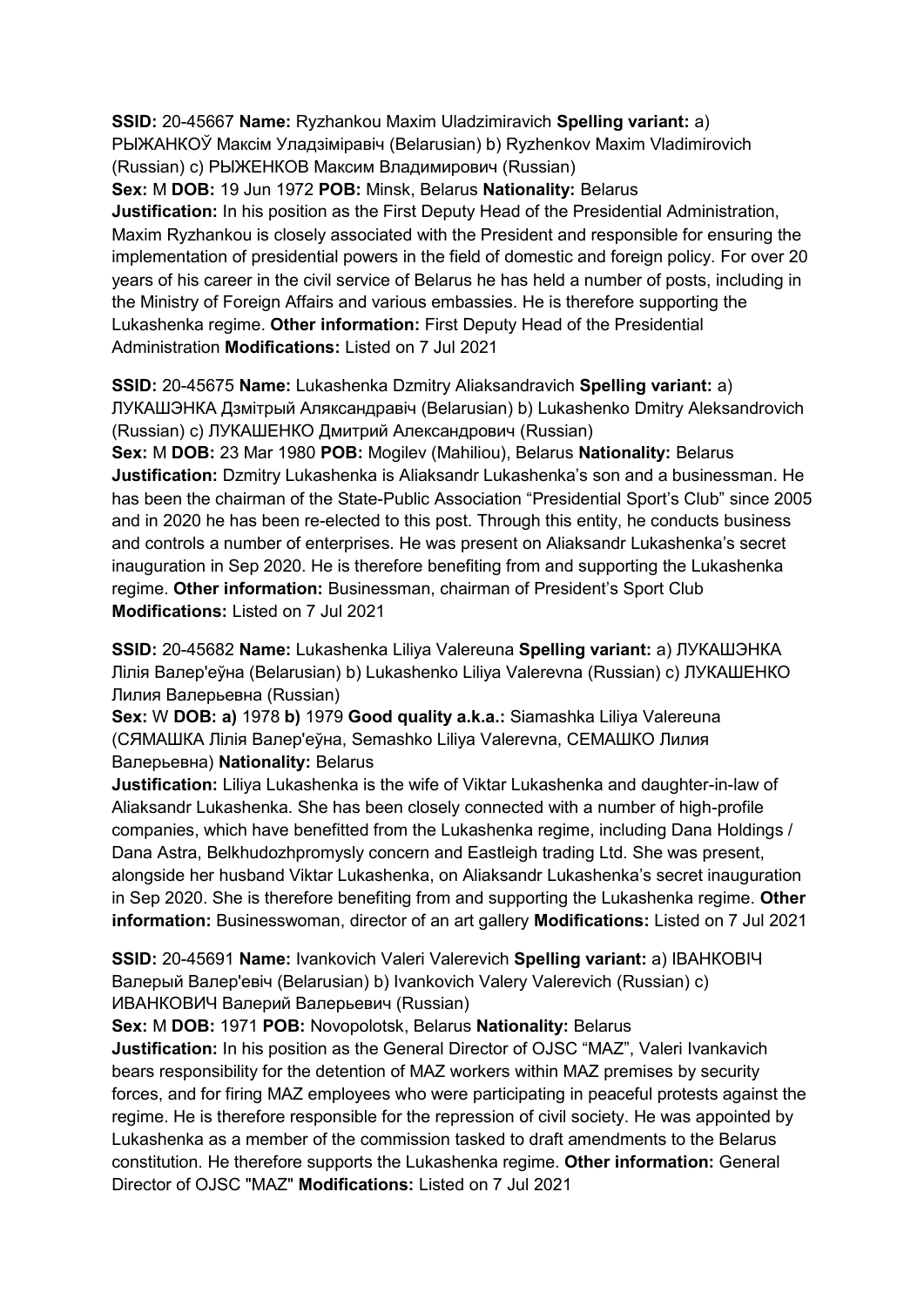**SSID:** 20-45667 **Name:** Ryzhankou Maxim Uladzimiravich **Spelling variant:** a) РЫЖАНКОЎ Максім Уладзіміравіч (Belarusian) b) Ryzhenkov Maxim Vladimirovich (Russian) c) РЫЖЕНКОВ Максим Владимирович (Russian)
**Sex:** M **DOB:** 19 Jun 1972 **POB:** Minsk, Belarus **Nationality:** Belarus
**Justification:** In his position as the First Deputy Head of the Presidential Administration, Maxim Ryzhankou is closely associated with the President and responsible for ensuring the implementation of presidential powers in the field of domestic and foreign policy. For over 20 years of his career in the civil service of Belarus he has held a number of posts, including in the Ministry of Foreign Affairs and various embassies. He is therefore supporting the Lukashenka regime. **Other information:** First Deputy Head of the Presidential Administration **Modifications:** Listed on 7 Jul 2021

**SSID:** 20-45675 **Name:** Lukashenka Dzmitry Aliaksandravich **Spelling variant:** a) ЛУКАШЭНКА Дзмітрый Аляксандравіч (Belarusian) b) Lukashenko Dmitry Aleksandrovich (Russian) c) ЛУКАШЕНКО Дмитрий Александрович (Russian)
**Sex:** M **DOB:** 23 Mar 1980 **POB:** Mogilev (Mahiliou), Belarus **Nationality:** Belarus
**Justification:** Dzmitry Lukashenka is Aliaksandr Lukashenka's son and a businessman. He has been the chairman of the State-Public Association "Presidential Sport's Club" since 2005 and in 2020 he has been re-elected to this post. Through this entity, he conducts business and controls a number of enterprises. He was present on Aliaksandr Lukashenka's secret inauguration in Sep 2020. He is therefore benefiting from and supporting the Lukashenka regime. **Other information:** Businessman, chairman of President's Sport Club **Modifications:** Listed on 7 Jul 2021

**SSID:** 20-45682 **Name:** Lukashenka Liliya Valereuna **Spelling variant:** a) ЛУКАШЭНКА Лілія Валер'еўна (Belarusian) b) Lukashenko Liliya Valerevna (Russian) c) ЛУКАШЕНКО Лилия Валерьевна (Russian)
**Sex:** W **DOB:** **a)** 1978 **b)** 1979 **Good quality a.k.a.:** Siamashka Liliya Valereuna (СЯМАШКА Лілія Валер'еўна, Semashko Liliya Valerevna, СЕМАШКО Лилия Валерьевна) **Nationality:** Belarus
**Justification:** Liliya Lukashenka is the wife of Viktar Lukashenka and daughter-in-law of Aliaksandr Lukashenka. She has been closely connected with a number of high-profile companies, which have benefitted from the Lukashenka regime, including Dana Holdings / Dana Astra, Belkhudozhpromysly concern and Eastleigh trading Ltd. She was present, alongside her husband Viktar Lukashenka, on Aliaksandr Lukashenka's secret inauguration in Sep 2020. She is therefore benefiting from and supporting the Lukashenka regime. **Other information:** Businesswoman, director of an art gallery **Modifications:** Listed on 7 Jul 2021

**SSID:** 20-45691 **Name:** Ivankovich Valeri Valerevich **Spelling variant:** a) ІВАНКОВІЧ Валерый Валер'евіч (Belarusian) b) Ivankovich Valery Valerevich (Russian) c) ИВАНКОВИЧ Валерий Валерьевич (Russian)
**Sex:** M **DOB:** 1971 **POB:** Novopolotsk, Belarus **Nationality:** Belarus
**Justification:** In his position as the General Director of OJSC "MAZ", Valeri Ivankavich bears responsibility for the detention of MAZ workers within MAZ premises by security forces, and for firing MAZ employees who were participating in peaceful protests against the regime. He is therefore responsible for the repression of civil society. He was appointed by Lukashenka as a member of the commission tasked to draft amendments to the Belarus constitution. He therefore supports the Lukashenka regime. **Other information:** General Director of OJSC "MAZ" **Modifications:** Listed on 7 Jul 2021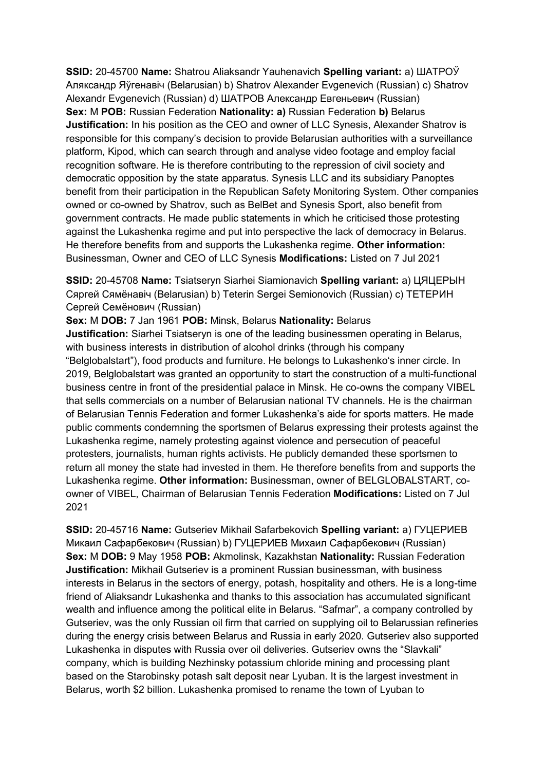**SSID:** 20-45700 **Name:** Shatrou Aliaksandr Yauhenavich **Spelling variant:** a) ШАТРОЎ Аляксандр Яўгенавіч (Belarusian) b) Shatrov Alexander Evgenevich (Russian) c) Shatrov Alexandr Evgenevich (Russian) d) ШАТРОВ Александр Евгеньевич (Russian)
**Sex:** M **POB:** Russian Federation **Nationality: a)** Russian Federation **b)** Belarus
**Justification:** In his position as the CEO and owner of LLC Synesis, Alexander Shatrov is responsible for this company's decision to provide Belarusian authorities with a surveillance platform, Kipod, which can search through and analyse video footage and employ facial recognition software. He is therefore contributing to the repression of civil society and democratic opposition by the state apparatus. Synesis LLC and its subsidiary Panoptes benefit from their participation in the Republican Safety Monitoring System. Other companies owned or co-owned by Shatrov, such as BelBet and Synesis Sport, also benefit from government contracts. He made public statements in which he criticised those protesting against the Lukashenka regime and put into perspective the lack of democracy in Belarus. He therefore benefits from and supports the Lukashenka regime. **Other information:** Businessman, Owner and CEO of LLC Synesis **Modifications:** Listed on 7 Jul 2021

**SSID:** 20-45708 **Name:** Tsiatseryn Siarhei Siamionavich **Spelling variant:** a) ЦЯЦЕРЫН Сяргей Сямёнавіч (Belarusian) b) Teterin Sergei Semionovich (Russian) c) ТЕТЕРИН Сергей Семёнович (Russian)
**Sex:** M **DOB:** 7 Jan 1961 **POB:** Minsk, Belarus **Nationality:** Belarus
**Justification:** Siarhei Tsiatseryn is one of the leading businessmen operating in Belarus, with business interests in distribution of alcohol drinks (through his company "Belglobalstart"), food products and furniture. He belongs to Lukashenko's inner circle. In 2019, Belglobalstart was granted an opportunity to start the construction of a multi-functional business centre in front of the presidential palace in Minsk. He co-owns the company VIBEL that sells commercials on a number of Belarusian national TV channels. He is the chairman of Belarusian Tennis Federation and former Lukashenka's aide for sports matters. He made public comments condemning the sportsmen of Belarus expressing their protests against the Lukashenka regime, namely protesting against violence and persecution of peaceful protesters, journalists, human rights activists. He publicly demanded these sportsmen to return all money the state had invested in them. He therefore benefits from and supports the Lukashenka regime. **Other information:** Businessman, owner of BELGLOBALSTART, co-owner of VIBEL, Chairman of Belarusian Tennis Federation **Modifications:** Listed on 7 Jul 2021

**SSID:** 20-45716 **Name:** Gutseriev Mikhail Safarbekovich **Spelling variant:** a) ГУЦЕРИЕВ Микаил Сафарбекович (Russian) b) ГУЦЕРИЕВ Михаил Сафарбекович (Russian)
**Sex:** M **DOB:** 9 May 1958 **POB:** Akmolinsk, Kazakhstan **Nationality:** Russian Federation
**Justification:** Mikhail Gutseriev is a prominent Russian businessman, with business interests in Belarus in the sectors of energy, potash, hospitality and others. He is a long-time friend of Aliaksandr Lukashenka and thanks to this association has accumulated significant wealth and influence among the political elite in Belarus. "Safmar", a company controlled by Gutseriev, was the only Russian oil firm that carried on supplying oil to Belarussian refineries during the energy crisis between Belarus and Russia in early 2020. Gutseriev also supported Lukashenka in disputes with Russia over oil deliveries. Gutseriev owns the "Slavkali" company, which is building Nezhinsky potassium chloride mining and processing plant based on the Starobinsky potash salt deposit near Lyuban. It is the largest investment in Belarus, worth $2 billion. Lukashenka promised to rename the town of Lyuban to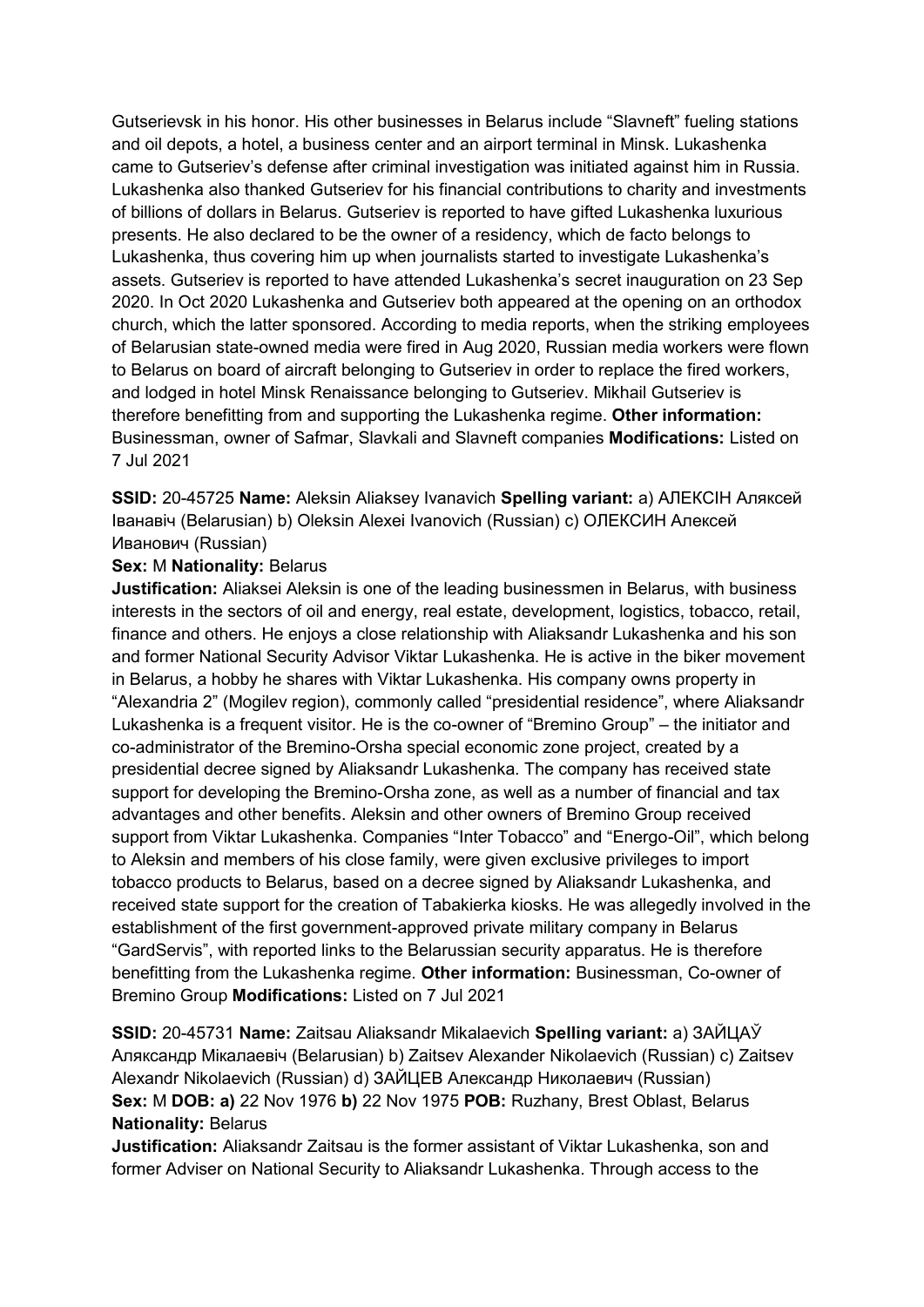Gutserievsk in his honor. His other businesses in Belarus include "Slavneft" fueling stations and oil depots, a hotel, a business center and an airport terminal in Minsk. Lukashenka came to Gutseriev's defense after criminal investigation was initiated against him in Russia. Lukashenka also thanked Gutseriev for his financial contributions to charity and investments of billions of dollars in Belarus. Gutseriev is reported to have gifted Lukashenka luxurious presents. He also declared to be the owner of a residency, which de facto belongs to Lukashenka, thus covering him up when journalists started to investigate Lukashenka's assets. Gutseriev is reported to have attended Lukashenka's secret inauguration on 23 Sep 2020. In Oct 2020 Lukashenka and Gutseriev both appeared at the opening on an orthodox church, which the latter sponsored. According to media reports, when the striking employees of Belarusian state-owned media were fired in Aug 2020, Russian media workers were flown to Belarus on board of aircraft belonging to Gutseriev in order to replace the fired workers, and lodged in hotel Minsk Renaissance belonging to Gutseriev. Mikhail Gutseriev is therefore benefitting from and supporting the Lukashenka regime. **Other information:** Businessman, owner of Safmar, Slavkali and Slavneft companies **Modifications:** Listed on 7 Jul 2021

**SSID:** 20-45725 **Name:** Aleksin Aliaksey Ivanavich **Spelling variant:** a) АЛЕКСІН Аляксей Іванавіч (Belarusian) b) Oleksin Alexei Ivanovich (Russian) c) ОЛЕКСИН Алексей Иванович (Russian)
**Sex:** M **Nationality:** Belarus
**Justification:** Aliaksei Aleksin is one of the leading businessmen in Belarus, with business interests in the sectors of oil and energy, real estate, development, logistics, tobacco, retail, finance and others. He enjoys a close relationship with Aliaksandr Lukashenka and his son and former National Security Advisor Viktar Lukashenka. He is active in the biker movement in Belarus, a hobby he shares with Viktar Lukashenka. His company owns property in "Alexandria 2" (Mogilev region), commonly called "presidential residence", where Aliaksandr Lukashenka is a frequent visitor. He is the co-owner of "Bremino Group" – the initiator and co-administrator of the Bremino-Orsha special economic zone project, created by a presidential decree signed by Aliaksandr Lukashenka. The company has received state support for developing the Bremino-Orsha zone, as well as a number of financial and tax advantages and other benefits. Aleksin and other owners of Bremino Group received support from Viktar Lukashenka. Companies "Inter Tobacco" and "Energo-Oil", which belong to Aleksin and members of his close family, were given exclusive privileges to import tobacco products to Belarus, based on a decree signed by Aliaksandr Lukashenka, and received state support for the creation of Tabakierka kiosks. He was allegedly involved in the establishment of the first government-approved private military company in Belarus "GardServis", with reported links to the Belarussian security apparatus. He is therefore benefitting from the Lukashenka regime. **Other information:** Businessman, Co-owner of Bremino Group **Modifications:** Listed on 7 Jul 2021

**SSID:** 20-45731 **Name:** Zaitsau Aliaksandr Mikalaevich **Spelling variant:** a) ЗАЙЦАЎ Аляксандр Мікалаевіч (Belarusian) b) Zaitsev Alexander Nikolaevich (Russian) c) Zaitsev Alexandr Nikolaevich (Russian) d) ЗАЙЦЕВ Александр Николаевич (Russian)
**Sex:** M **DOB:** **a)** 22 Nov 1976 **b)** 22 Nov 1975 **POB:** Ruzhany, Brest Oblast, Belarus **Nationality:** Belarus
**Justification:** Aliaksandr Zaitsau is the former assistant of Viktar Lukashenka, son and former Adviser on National Security to Aliaksandr Lukashenka. Through access to the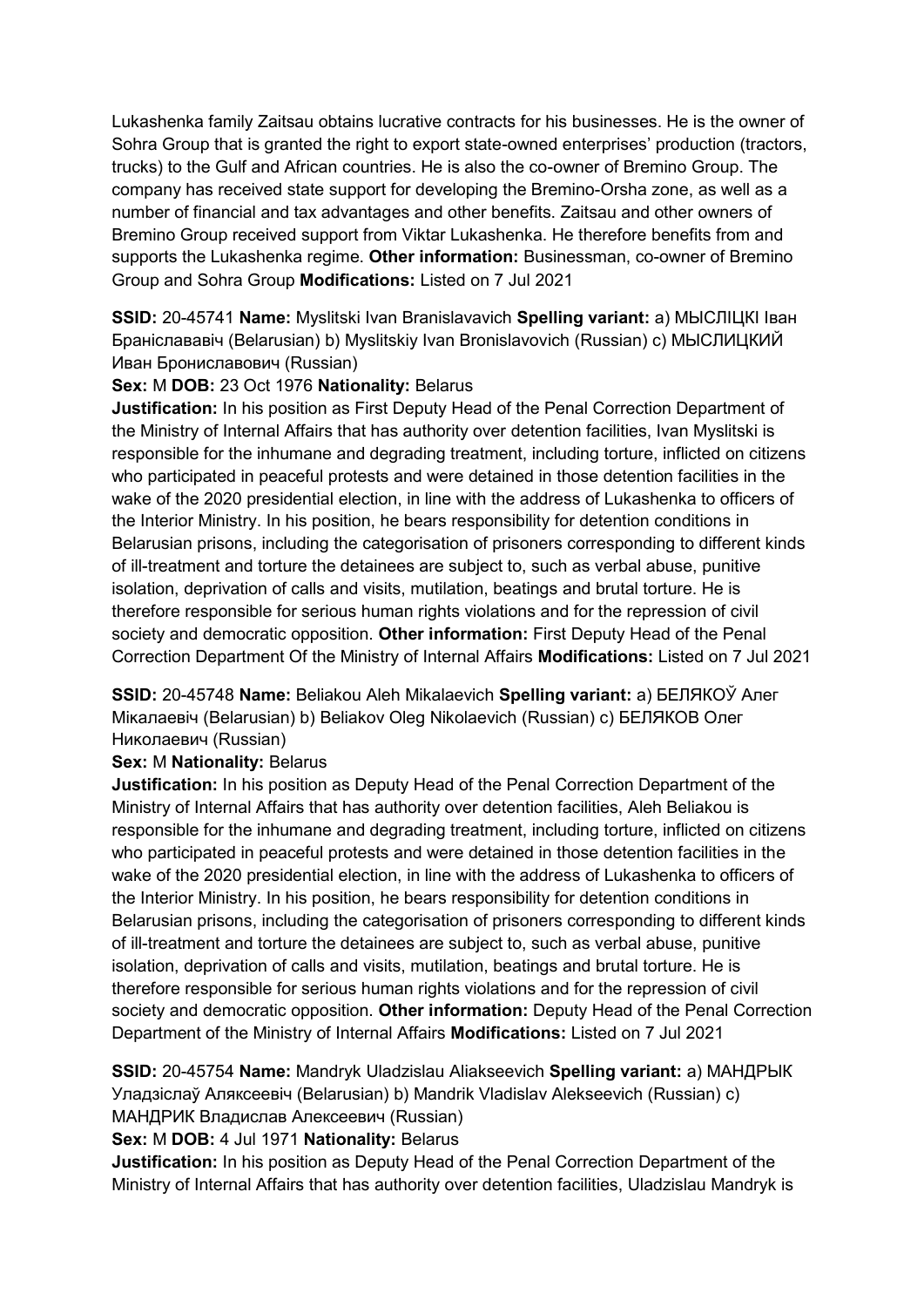Lukashenka family Zaitsau obtains lucrative contracts for his businesses. He is the owner of Sohra Group that is granted the right to export state-owned enterprises' production (tractors, trucks) to the Gulf and African countries. He is also the co-owner of Bremino Group. The company has received state support for developing the Bremino-Orsha zone, as well as a number of financial and tax advantages and other benefits. Zaitsau and other owners of Bremino Group received support from Viktar Lukashenka. He therefore benefits from and supports the Lukashenka regime. **Other information:** Businessman, co-owner of Bremino Group and Sohra Group **Modifications:** Listed on 7 Jul 2021

**SSID:** 20-45741 **Name:** Myslitski Ivan Branislavavich **Spelling variant:** a) МЫСЛІЦКІ Іван Браніслававіч (Belarusian) b) Myslitskiy Ivan Bronislavovich (Russian) c) МЫСЛИЦКИЙ Иван Брониславович (Russian)
**Sex:** M **DOB:** 23 Oct 1976 **Nationality:** Belarus
**Justification:** In his position as First Deputy Head of the Penal Correction Department of the Ministry of Internal Affairs that has authority over detention facilities, Ivan Myslitski is responsible for the inhumane and degrading treatment, including torture, inflicted on citizens who participated in peaceful protests and were detained in those detention facilities in the wake of the 2020 presidential election, in line with the address of Lukashenka to officers of the Interior Ministry. In his position, he bears responsibility for detention conditions in Belarusian prisons, including the categorisation of prisoners corresponding to different kinds of ill-treatment and torture the detainees are subject to, such as verbal abuse, punitive isolation, deprivation of calls and visits, mutilation, beatings and brutal torture. He is therefore responsible for serious human rights violations and for the repression of civil society and democratic opposition. **Other information:** First Deputy Head of the Penal Correction Department Of the Ministry of Internal Affairs **Modifications:** Listed on 7 Jul 2021

**SSID:** 20-45748 **Name:** Beliakou Aleh Mikalaevich **Spelling variant:** a) БЕЛЯКОЎ Алег Мікалаевіч (Belarusian) b) Beliakov Oleg Nikolaevich (Russian) c) БЕЛЯКОВ Олег Николаевич (Russian)
**Sex:** M **Nationality:** Belarus
**Justification:** In his position as Deputy Head of the Penal Correction Department of the Ministry of Internal Affairs that has authority over detention facilities, Aleh Beliakou is responsible for the inhumane and degrading treatment, including torture, inflicted on citizens who participated in peaceful protests and were detained in those detention facilities in the wake of the 2020 presidential election, in line with the address of Lukashenka to officers of the Interior Ministry. In his position, he bears responsibility for detention conditions in Belarusian prisons, including the categorisation of prisoners corresponding to different kinds of ill-treatment and torture the detainees are subject to, such as verbal abuse, punitive isolation, deprivation of calls and visits, mutilation, beatings and brutal torture. He is therefore responsible for serious human rights violations and for the repression of civil society and democratic opposition. **Other information:** Deputy Head of the Penal Correction Department of the Ministry of Internal Affairs **Modifications:** Listed on 7 Jul 2021

**SSID:** 20-45754 **Name:** Mandryk Uladzislau Aliakseevich **Spelling variant:** a) МАНДРЫК Уладзіслаў Аляксеевіч (Belarusian) b) Mandrik Vladislav Alekseevich (Russian) c) МАНДРИК Владислав Алексеевич (Russian)
**Sex:** M **DOB:** 4 Jul 1971 **Nationality:** Belarus
**Justification:** In his position as Deputy Head of the Penal Correction Department of the Ministry of Internal Affairs that has authority over detention facilities, Uladzislau Mandryk is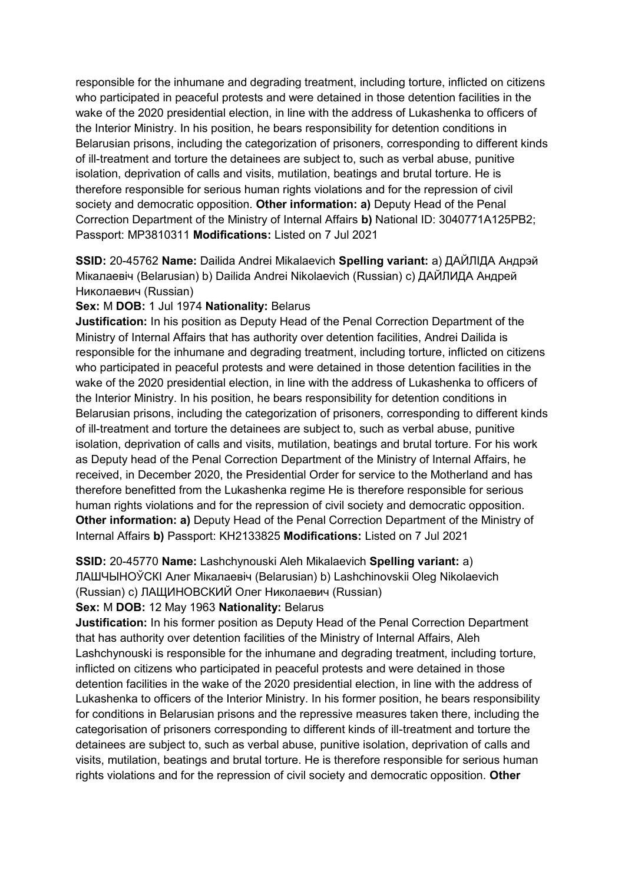responsible for the inhumane and degrading treatment, including torture, inflicted on citizens who participated in peaceful protests and were detained in those detention facilities in the wake of the 2020 presidential election, in line with the address of Lukashenka to officers of the Interior Ministry. In his position, he bears responsibility for detention conditions in Belarusian prisons, including the categorization of prisoners, corresponding to different kinds of ill-treatment and torture the detainees are subject to, such as verbal abuse, punitive isolation, deprivation of calls and visits, mutilation, beatings and brutal torture. He is therefore responsible for serious human rights violations and for the repression of civil society and democratic opposition. **Other information: a)** Deputy Head of the Penal Correction Department of the Ministry of Internal Affairs **b)** National ID: 3040771A125PB2; Passport: MP3810311 **Modifications:** Listed on 7 Jul 2021

**SSID:** 20-45762 **Name:** Dailida Andrei Mikalaevich **Spelling variant:** a) ДАЙЛІДА Андрэй Мікалаевіч (Belarusian) b) Dailida Andrei Nikolaevich (Russian) c) ДАЙЛИДА Андрей Николаевич (Russian)

**Sex:** M **DOB:** 1 Jul 1974 **Nationality:** Belarus

**Justification:** In his position as Deputy Head of the Penal Correction Department of the Ministry of Internal Affairs that has authority over detention facilities, Andrei Dailida is responsible for the inhumane and degrading treatment, including torture, inflicted on citizens who participated in peaceful protests and were detained in those detention facilities in the wake of the 2020 presidential election, in line with the address of Lukashenka to officers of the Interior Ministry. In his position, he bears responsibility for detention conditions in Belarusian prisons, including the categorization of prisoners, corresponding to different kinds of ill-treatment and torture the detainees are subject to, such as verbal abuse, punitive isolation, deprivation of calls and visits, mutilation, beatings and brutal torture. For his work as Deputy head of the Penal Correction Department of the Ministry of Internal Affairs, he received, in December 2020, the Presidential Order for service to the Motherland and has therefore benefitted from the Lukashenka regime He is therefore responsible for serious human rights violations and for the repression of civil society and democratic opposition. **Other information: a)** Deputy Head of the Penal Correction Department of the Ministry of Internal Affairs **b)** Passport: KH2133825 **Modifications:** Listed on 7 Jul 2021

**SSID:** 20-45770 **Name:** Lashchynouski Aleh Mikalaevich **Spelling variant:** a) ЛАШЧЫНОЎСКІ Алег Мікалаевіч (Belarusian) b) Lashchinovskii Oleg Nikolaevich (Russian) c) ЛАЩИНОВСКИЙ Олег Николаевич (Russian)

**Sex:** M **DOB:** 12 May 1963 **Nationality:** Belarus

**Justification:** In his former position as Deputy Head of the Penal Correction Department that has authority over detention facilities of the Ministry of Internal Affairs, Aleh Lashchynouski is responsible for the inhumane and degrading treatment, including torture, inflicted on citizens who participated in peaceful protests and were detained in those detention facilities in the wake of the 2020 presidential election, in line with the address of Lukashenka to officers of the Interior Ministry. In his former position, he bears responsibility for conditions in Belarusian prisons and the repressive measures taken there, including the categorisation of prisoners corresponding to different kinds of ill-treatment and torture the detainees are subject to, such as verbal abuse, punitive isolation, deprivation of calls and visits, mutilation, beatings and brutal torture. He is therefore responsible for serious human rights violations and for the repression of civil society and democratic opposition. **Other**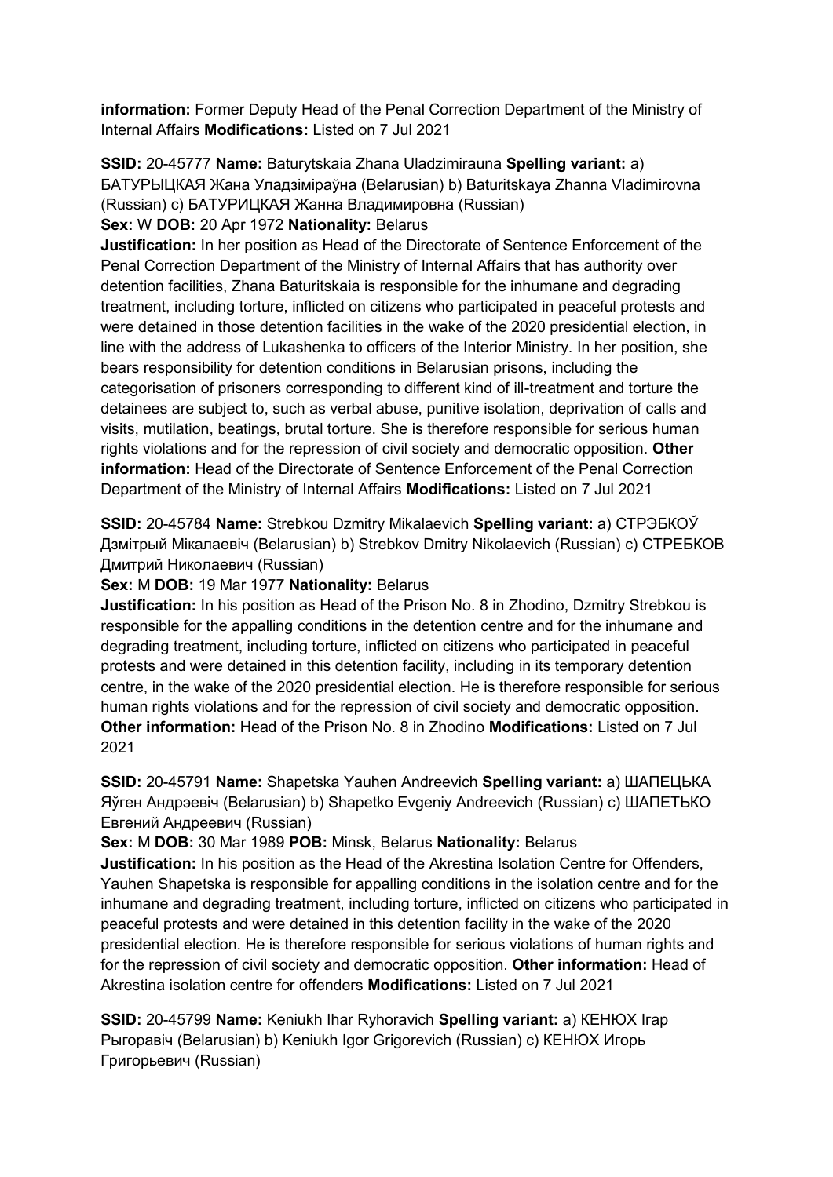**information:** Former Deputy Head of the Penal Correction Department of the Ministry of Internal Affairs **Modifications:** Listed on 7 Jul 2021

**SSID:** 20-45777 **Name:** Baturytskaia Zhana Uladzimirauna **Spelling variant:** a) БАТУРЫЦКАЯ Жана Уладзіміраўна (Belarusian) b) Baturitskaya Zhanna Vladimirovna (Russian) c) БАТУРИЦКАЯ Жанна Владимировна (Russian)
**Sex:** W **DOB:** 20 Apr 1972 **Nationality:** Belarus
**Justification:** In her position as Head of the Directorate of Sentence Enforcement of the Penal Correction Department of the Ministry of Internal Affairs that has authority over detention facilities, Zhana Baturitskaia is responsible for the inhumane and degrading treatment, including torture, inflicted on citizens who participated in peaceful protests and were detained in those detention facilities in the wake of the 2020 presidential election, in line with the address of Lukashenka to officers of the Interior Ministry. In her position, she bears responsibility for detention conditions in Belarusian prisons, including the categorisation of prisoners corresponding to different kind of ill-treatment and torture the detainees are subject to, such as verbal abuse, punitive isolation, deprivation of calls and visits, mutilation, beatings, brutal torture. She is therefore responsible for serious human rights violations and for the repression of civil society and democratic opposition. **Other information:** Head of the Directorate of Sentence Enforcement of the Penal Correction Department of the Ministry of Internal Affairs **Modifications:** Listed on 7 Jul 2021

**SSID:** 20-45784 **Name:** Strebkou Dzmitry Mikalaevich **Spelling variant:** a) СТРЭБКОЎ Дзмітрый Мікалаевіч (Belarusian) b) Strebkov Dmitry Nikolaevich (Russian) c) СТРЕБКОВ Дмитрий Николаевич (Russian)
**Sex:** M **DOB:** 19 Mar 1977 **Nationality:** Belarus
**Justification:** In his position as Head of the Prison No. 8 in Zhodino, Dzmitry Strebkou is responsible for the appalling conditions in the detention centre and for the inhumane and degrading treatment, including torture, inflicted on citizens who participated in peaceful protests and were detained in this detention facility, including in its temporary detention centre, in the wake of the 2020 presidential election. He is therefore responsible for serious human rights violations and for the repression of civil society and democratic opposition. **Other information:** Head of the Prison No. 8 in Zhodino **Modifications:** Listed on 7 Jul 2021

**SSID:** 20-45791 **Name:** Shapetska Yauhen Andreevich **Spelling variant:** a) ШАПЕЦЬКА Яўген Андрэевіч (Belarusian) b) Shapetko Evgeniy Andreevich (Russian) c) ШАПЕТЬКО Евгений Андреевич (Russian)
**Sex:** M **DOB:** 30 Mar 1989 **POB:** Minsk, Belarus **Nationality:** Belarus
**Justification:** In his position as the Head of the Akrestina Isolation Centre for Offenders, Yauhen Shapetska is responsible for appalling conditions in the isolation centre and for the inhumane and degrading treatment, including torture, inflicted on citizens who participated in peaceful protests and were detained in this detention facility in the wake of the 2020 presidential election. He is therefore responsible for serious violations of human rights and for the repression of civil society and democratic opposition. **Other information:** Head of Akrestina isolation centre for offenders **Modifications:** Listed on 7 Jul 2021

**SSID:** 20-45799 **Name:** Keniukh Ihar Ryhoravich **Spelling variant:** a) КЕНЮХ Ігар Рыгоравіч (Belarusian) b) Keniukh Igor Grigorevich (Russian) c) КЕНЮХ Игорь Григорьевич (Russian)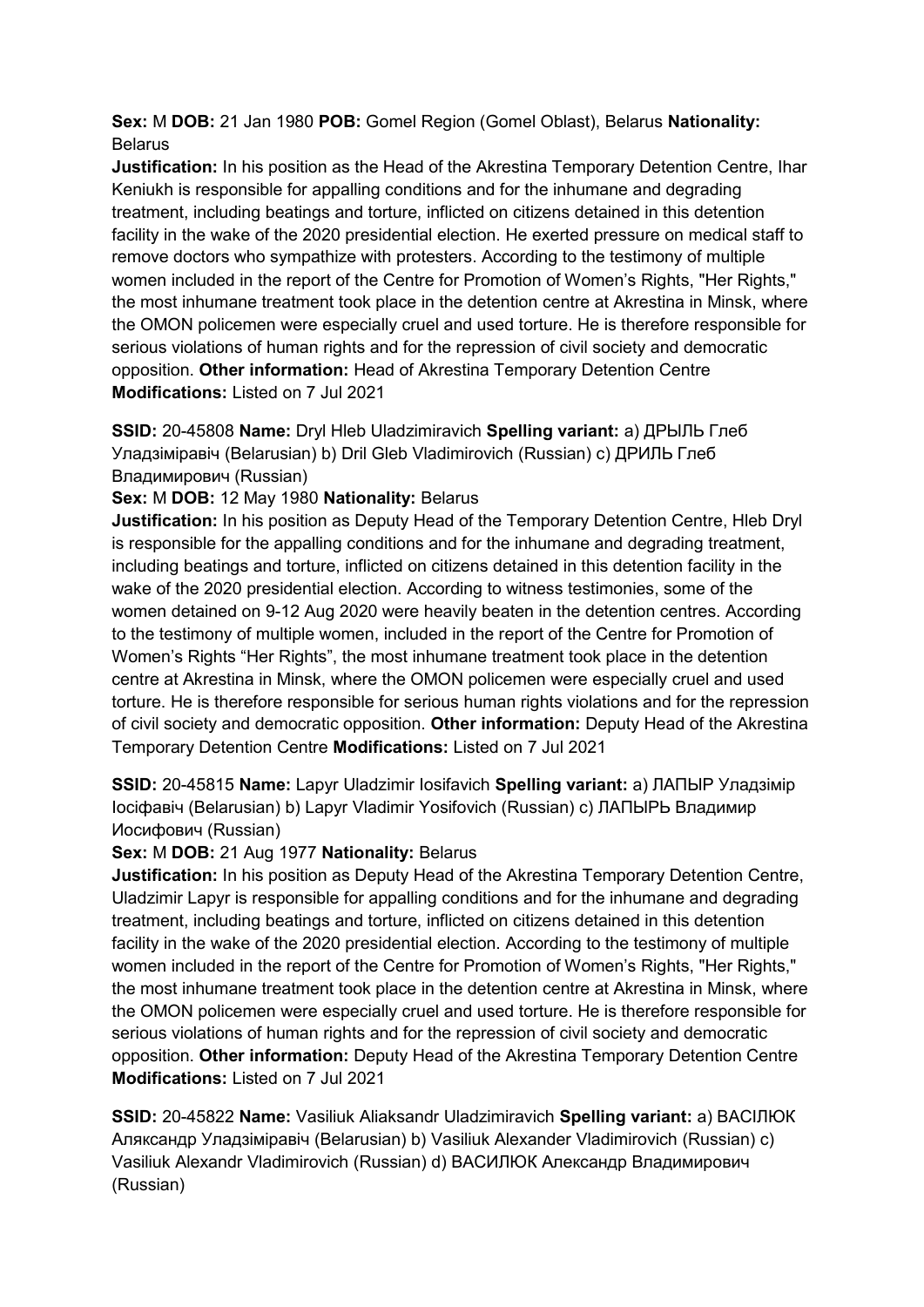**Sex:** M **DOB:** 21 Jan 1980 **POB:** Gomel Region (Gomel Oblast), Belarus **Nationality:** Belarus
**Justification:** In his position as the Head of the Akrestina Temporary Detention Centre, Ihar Keniukh is responsible for appalling conditions and for the inhumane and degrading treatment, including beatings and torture, inflicted on citizens detained in this detention facility in the wake of the 2020 presidential election. He exerted pressure on medical staff to remove doctors who sympathize with protesters. According to the testimony of multiple women included in the report of the Centre for Promotion of Women's Rights, "Her Rights," the most inhumane treatment took place in the detention centre at Akrestina in Minsk, where the OMON policemen were especially cruel and used torture. He is therefore responsible for serious violations of human rights and for the repression of civil society and democratic opposition. **Other information:** Head of Akrestina Temporary Detention Centre **Modifications:** Listed on 7 Jul 2021

**SSID:** 20-45808 **Name:** Dryl Hleb Uladzimiravich **Spelling variant:** a) ДРЫЛЬ Глеб Уладзіміравіч (Belarusian) b) Dril Gleb Vladimirovich (Russian) c) ДРИЛЬ Глеб Владимирович (Russian)
**Sex:** M **DOB:** 12 May 1980 **Nationality:** Belarus
**Justification:** In his position as Deputy Head of the Temporary Detention Centre, Hleb Dryl is responsible for the appalling conditions and for the inhumane and degrading treatment, including beatings and torture, inflicted on citizens detained in this detention facility in the wake of the 2020 presidential election. According to witness testimonies, some of the women detained on 9-12 Aug 2020 were heavily beaten in the detention centres. According to the testimony of multiple women, included in the report of the Centre for Promotion of Women's Rights "Her Rights", the most inhumane treatment took place in the detention centre at Akrestina in Minsk, where the OMON policemen were especially cruel and used torture. He is therefore responsible for serious human rights violations and for the repression of civil society and democratic opposition. **Other information:** Deputy Head of the Akrestina Temporary Detention Centre **Modifications:** Listed on 7 Jul 2021

**SSID:** 20-45815 **Name:** Lapyr Uladzimir Iosifavich **Spelling variant:** a) ЛАПЫР Уладзімір Іосіфавіч (Belarusian) b) Lapyr Vladimir Yosifovich (Russian) c) ЛАПЫРЬ Владимир Иосифович (Russian)
**Sex:** M **DOB:** 21 Aug 1977 **Nationality:** Belarus
**Justification:** In his position as Deputy Head of the Akrestina Temporary Detention Centre, Uladzimir Lapyr is responsible for appalling conditions and for the inhumane and degrading treatment, including beatings and torture, inflicted on citizens detained in this detention facility in the wake of the 2020 presidential election. According to the testimony of multiple women included in the report of the Centre for Promotion of Women's Rights, "Her Rights," the most inhumane treatment took place in the detention centre at Akrestina in Minsk, where the OMON policemen were especially cruel and used torture. He is therefore responsible for serious violations of human rights and for the repression of civil society and democratic opposition. **Other information:** Deputy Head of the Akrestina Temporary Detention Centre **Modifications:** Listed on 7 Jul 2021

**SSID:** 20-45822 **Name:** Vasiliuk Aliaksandr Uladzimiravich **Spelling variant:** a) ВАСІЛЮК Аляксандр Уладзіміравіч (Belarusian) b) Vasiliuk Alexander Vladimirovich (Russian) c) Vasiliuk Alexandr Vladimirovich (Russian) d) ВАСИЛЮК Александр Владимирович (Russian)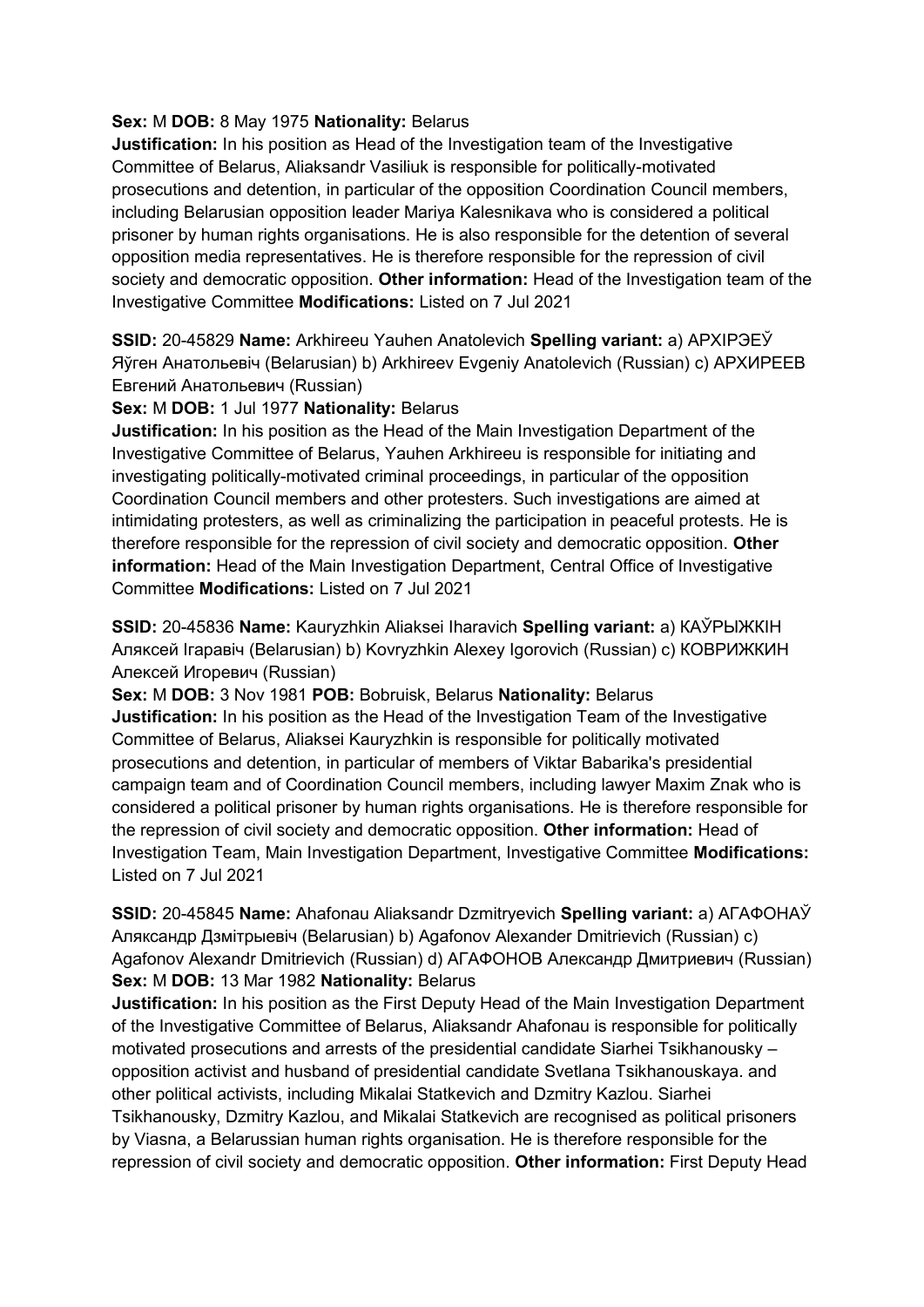**Sex:** M **DOB:** 8 May 1975 **Nationality:** Belarus
**Justification:** In his position as Head of the Investigation team of the Investigative Committee of Belarus, Aliaksandr Vasiliuk is responsible for politically-motivated prosecutions and detention, in particular of the opposition Coordination Council members, including Belarusian opposition leader Mariya Kalesnikava who is considered a political prisoner by human rights organisations. He is also responsible for the detention of several opposition media representatives. He is therefore responsible for the repression of civil society and democratic opposition. **Other information:** Head of the Investigation team of the Investigative Committee **Modifications:** Listed on 7 Jul 2021

**SSID:** 20-45829 **Name:** Arkhireeu Yauhen Anatolevich **Spelling variant:** a) АРХІРЭЕЎ Яўген Анатольевіч (Belarusian) b) Arkhireev Evgeniy Anatolevich (Russian) c) АРХИРЕЕВ Евгений Анатольевич (Russian)
**Sex:** M **DOB:** 1 Jul 1977 **Nationality:** Belarus
**Justification:** In his position as the Head of the Main Investigation Department of the Investigative Committee of Belarus, Yauhen Arkhireeu is responsible for initiating and investigating politically-motivated criminal proceedings, in particular of the opposition Coordination Council members and other protesters. Such investigations are aimed at intimidating protesters, as well as criminalizing the participation in peaceful protests. He is therefore responsible for the repression of civil society and democratic opposition. **Other information:** Head of the Main Investigation Department, Central Office of Investigative Committee **Modifications:** Listed on 7 Jul 2021

**SSID:** 20-45836 **Name:** Kauryzhkin Aliaksei Iharavich **Spelling variant:** a) КАЎРЫЖКІН Аляксей Ігаравіч (Belarusian) b) Kovryzhkin Alexey Igorovich (Russian) c) КОВРИЖКИН Алексей Игоревич (Russian)
**Sex:** M **DOB:** 3 Nov 1981 **POB:** Bobruisk, Belarus **Nationality:** Belarus
**Justification:** In his position as the Head of the Investigation Team of the Investigative Committee of Belarus, Aliaksei Kauryzhkin is responsible for politically motivated prosecutions and detention, in particular of members of Viktar Babarika's presidential campaign team and of Coordination Council members, including lawyer Maxim Znak who is considered a political prisoner by human rights organisations. He is therefore responsible for the repression of civil society and democratic opposition. **Other information:** Head of Investigation Team, Main Investigation Department, Investigative Committee **Modifications:** Listed on 7 Jul 2021

**SSID:** 20-45845 **Name:** Ahafonau Aliaksandr Dzmitryevich **Spelling variant:** a) АГАФОНАЎ Аляксандр Дзмітрыевіч (Belarusian) b) Agafonov Alexander Dmitrievich (Russian) c) Agafonov Alexandr Dmitrievich (Russian) d) АГАФОНОВ Александр Дмитриевич (Russian)
**Sex:** M **DOB:** 13 Mar 1982 **Nationality:** Belarus
**Justification:** In his position as the First Deputy Head of the Main Investigation Department of the Investigative Committee of Belarus, Aliaksandr Ahafonau is responsible for politically motivated prosecutions and arrests of the presidential candidate Siarhei Tsikhanousky – opposition activist and husband of presidential candidate Svetlana Tsikhanouskaya. and other political activists, including Mikalai Statkevich and Dzmitry Kazlou. Siarhei Tsikhanousky, Dzmitry Kazlou, and Mikalai Statkevich are recognised as political prisoners by Viasna, a Belarussian human rights organisation. He is therefore responsible for the repression of civil society and democratic opposition. **Other information:** First Deputy Head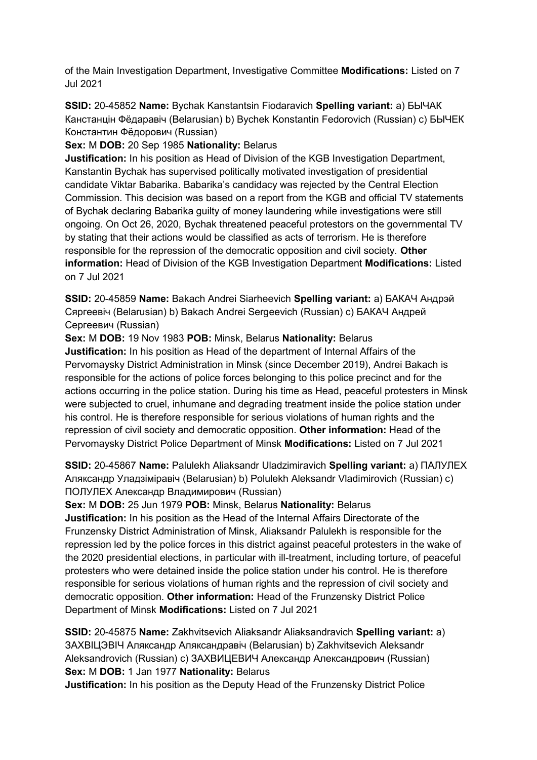of the Main Investigation Department, Investigative Committee **Modifications:** Listed on 7 Jul 2021

**SSID:** 20-45852 **Name:** Bychak Kanstantsin Fiodaravich **Spelling variant:** a) БЫЧАК Канстанцін Фёдаравіч (Belarusian) b) Bychek Konstantin Fedorovich (Russian) c) БЫЧЕК Константин Фёдорович (Russian)
**Sex:** M **DOB:** 20 Sep 1985 **Nationality:** Belarus
**Justification:** In his position as Head of Division of the KGB Investigation Department, Kanstantin Bychak has supervised politically motivated investigation of presidential candidate Viktar Babarika. Babarika's candidacy was rejected by the Central Election Commission. This decision was based on a report from the KGB and official TV statements of Bychak declaring Babarika guilty of money laundering while investigations were still ongoing. On Oct 26, 2020, Bychak threatened peaceful protestors on the governmental TV by stating that their actions would be classified as acts of terrorism. He is therefore responsible for the repression of the democratic opposition and civil society. **Other information:** Head of Division of the KGB Investigation Department **Modifications:** Listed on 7 Jul 2021

**SSID:** 20-45859 **Name:** Bakach Andrei Siarheevich **Spelling variant:** a) БАКАЧ Андрэй Сяргеевіч (Belarusian) b) Bakach Andrei Sergeevich (Russian) c) БАКАЧ Андрей Сергеевич (Russian)
**Sex:** M **DOB:** 19 Nov 1983 **POB:** Minsk, Belarus **Nationality:** Belarus
**Justification:** In his position as Head of the department of Internal Affairs of the Pervomaysky District Administration in Minsk (since December 2019), Andrei Bakach is responsible for the actions of police forces belonging to this police precinct and for the actions occurring in the police station. During his time as Head, peaceful protesters in Minsk were subjected to cruel, inhumane and degrading treatment inside the police station under his control. He is therefore responsible for serious violations of human rights and the repression of civil society and democratic opposition. **Other information:** Head of the Pervomaysky District Police Department of Minsk **Modifications:** Listed on 7 Jul 2021

**SSID:** 20-45867 **Name:** Palulekh Aliaksandr Uladzimiravich **Spelling variant:** a) ПАЛУЛЕХ Аляксандр Уладзіміравіч (Belarusian) b) Polulekh Aleksandr Vladimirovich (Russian) c) ПОЛУЛЕХ Александр Владимирович (Russian)
**Sex:** M **DOB:** 25 Jun 1979 **POB:** Minsk, Belarus **Nationality:** Belarus
**Justification:** In his position as the Head of the Internal Affairs Directorate of the Frunzensky District Administration of Minsk, Aliaksandr Palulekh is responsible for the repression led by the police forces in this district against peaceful protesters in the wake of the 2020 presidential elections, in particular with ill-treatment, including torture, of peaceful protesters who were detained inside the police station under his control. He is therefore responsible for serious violations of human rights and the repression of civil society and democratic opposition. **Other information:** Head of the Frunzensky District Police Department of Minsk **Modifications:** Listed on 7 Jul 2021

**SSID:** 20-45875 **Name:** Zakhvitsevich Aliaksandr Aliaksandravich **Spelling variant:** a) ЗАХВІЦЭВІЧ Аляксандр Аляксандравіч (Belarusian) b) Zakhvitsevich Aleksandr Aleksandrovich (Russian) c) ЗАХВИЦЕВИЧ Александр Александрович (Russian)
**Sex:** M **DOB:** 1 Jan 1977 **Nationality:** Belarus
**Justification:** In his position as the Deputy Head of the Frunzensky District Police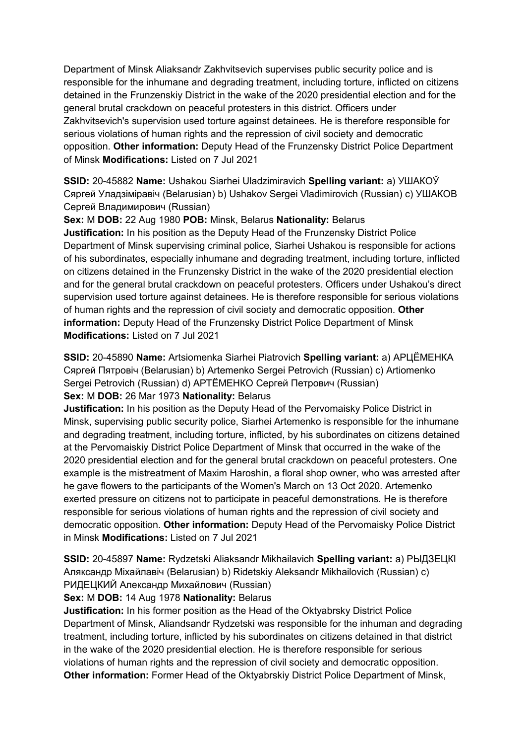Department of Minsk Aliaksandr Zakhvitsevich supervises public security police and is responsible for the inhumane and degrading treatment, including torture, inflicted on citizens detained in the Frunzenskiy District in the wake of the 2020 presidential election and for the general brutal crackdown on peaceful protesters in this district. Officers under Zakhvitsevich's supervision used torture against detainees. He is therefore responsible for serious violations of human rights and the repression of civil society and democratic opposition. **Other information:** Deputy Head of the Frunzensky District Police Department of Minsk **Modifications:** Listed on 7 Jul 2021

**SSID:** 20-45882 **Name:** Ushakou Siarhei Uladzimiravich **Spelling variant:** a) УШАКОЎ Сяргей Уладзіміравіч (Belarusian) b) Ushakov Sergei Vladimirovich (Russian) c) УШАКОВ Сергей Владимирович (Russian)
**Sex:** M **DOB:** 22 Aug 1980 **POB:** Minsk, Belarus **Nationality:** Belarus
**Justification:** In his position as the Deputy Head of the Frunzensky District Police Department of Minsk supervising criminal police, Siarhei Ushakou is responsible for actions of his subordinates, especially inhumane and degrading treatment, including torture, inflicted on citizens detained in the Frunzensky District in the wake of the 2020 presidential election and for the general brutal crackdown on peaceful protesters. Officers under Ushakou's direct supervision used torture against detainees. He is therefore responsible for serious violations of human rights and the repression of civil society and democratic opposition. **Other information:** Deputy Head of the Frunzensky District Police Department of Minsk **Modifications:** Listed on 7 Jul 2021

**SSID:** 20-45890 **Name:** Artsiomenka Siarhei Piatrovich **Spelling variant:** a) АРЦЁМЕНКА Сяргей Пятровіч (Belarusian) b) Artemenko Sergei Petrovich (Russian) c) Artiomenko Sergei Petrovich (Russian) d) АРТЁМЕНКО Сергей Петрович (Russian)
**Sex:** M **DOB:** 26 Mar 1973 **Nationality:** Belarus
**Justification:** In his position as the Deputy Head of the Pervomaisky Police District in Minsk, supervising public security police, Siarhei Artemenko is responsible for the inhumane and degrading treatment, including torture, inflicted, by his subordinates on citizens detained at the Pervomaiskiy District Police Department of Minsk that occurred in the wake of the 2020 presidential election and for the general brutal crackdown on peaceful protesters. One example is the mistreatment of Maxim Haroshin, a floral shop owner, who was arrested after he gave flowers to the participants of the Women's March on 13 Oct 2020. Artemenko exerted pressure on citizens not to participate in peaceful demonstrations. He is therefore responsible for serious violations of human rights and the repression of civil society and democratic opposition. **Other information:** Deputy Head of the Pervomaisky Police District in Minsk **Modifications:** Listed on 7 Jul 2021

**SSID:** 20-45897 **Name:** Rydzetski Aliaksandr Mikhailavich **Spelling variant:** a) РЫДЗЕЦКІ Аляксандр Міхайлавіч (Belarusian) b) Ridetskiy Aleksandr Mikhailovich (Russian) c) РИДЕЦКИЙ Александр Михайлович (Russian)
**Sex:** M **DOB:** 14 Aug 1978 **Nationality:** Belarus
**Justification:** In his former position as the Head of the Oktyabrsky District Police Department of Minsk, Aliandsandr Rydzetski was responsible for the inhuman and degrading treatment, including torture, inflicted by his subordinates on citizens detained in that district in the wake of the 2020 presidential election. He is therefore responsible for serious violations of human rights and the repression of civil society and democratic opposition. **Other information:** Former Head of the Oktyabrskiy District Police Department of Minsk,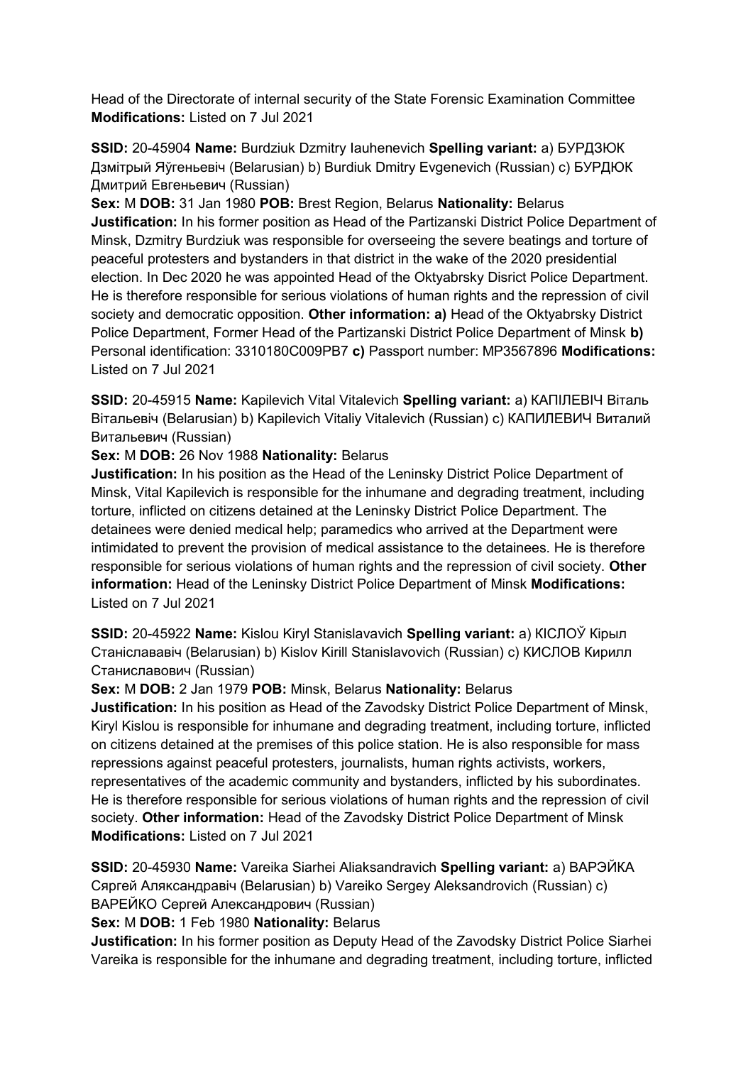Head of the Directorate of internal security of the State Forensic Examination Committee **Modifications:** Listed on 7 Jul 2021

**SSID:** 20-45904 **Name:** Burdziuk Dzmitry Iauhenevich **Spelling variant:** a) БУРДЗЮК Дзмітрый Яўгеньевіч (Belarusian) b) Burdiuk Dmitry Evgenevich (Russian) c) БУРДЮК Дмитрий Евгеньевич (Russian)
**Sex:** M **DOB:** 31 Jan 1980 **POB:** Brest Region, Belarus **Nationality:** Belarus
**Justification:** In his former position as Head of the Partizanski District Police Department of Minsk, Dzmitry Burdziuk was responsible for overseeing the severe beatings and torture of peaceful protesters and bystanders in that district in the wake of the 2020 presidential election. In Dec 2020 he was appointed Head of the Oktyabrsky Disrict Police Department. He is therefore responsible for serious violations of human rights and the repression of civil society and democratic opposition. **Other information: a)** Head of the Oktyabrsky District Police Department, Former Head of the Partizanski District Police Department of Minsk **b)** Personal identification: 3310180C009PB7 **c)** Passport number: MP3567896 **Modifications:** Listed on 7 Jul 2021

**SSID:** 20-45915 **Name:** Kapilevich Vital Vitalevich **Spelling variant:** a) КАПІЛЕВІЧ Віталь Вітальевіч (Belarusian) b) Kapilevich Vitaliy Vitalevich (Russian) c) КАПИЛЕВИЧ Виталий Витальевич (Russian)
**Sex:** M **DOB:** 26 Nov 1988 **Nationality:** Belarus
**Justification:** In his position as the Head of the Leninsky District Police Department of Minsk, Vital Kapilevich is responsible for the inhumane and degrading treatment, including torture, inflicted on citizens detained at the Leninsky District Police Department. The detainees were denied medical help; paramedics who arrived at the Department were intimidated to prevent the provision of medical assistance to the detainees. He is therefore responsible for serious violations of human rights and the repression of civil society. **Other information:** Head of the Leninsky District Police Department of Minsk **Modifications:** Listed on 7 Jul 2021

**SSID:** 20-45922 **Name:** Kislou Kiryl Stanislavavich **Spelling variant:** a) КІСЛОЎ Кірыл Станіслававіч (Belarusian) b) Kislov Kirill Stanislavovich (Russian) c) КИСЛОВ Кирилл Станиславович (Russian)
**Sex:** M **DOB:** 2 Jan 1979 **POB:** Minsk, Belarus **Nationality:** Belarus
**Justification:** In his position as Head of the Zavodsky District Police Department of Minsk, Kiryl Kislou is responsible for inhumane and degrading treatment, including torture, inflicted on citizens detained at the premises of this police station. He is also responsible for mass repressions against peaceful protesters, journalists, human rights activists, workers, representatives of the academic community and bystanders, inflicted by his subordinates. He is therefore responsible for serious violations of human rights and the repression of civil society. **Other information:** Head of the Zavodsky District Police Department of Minsk **Modifications:** Listed on 7 Jul 2021

**SSID:** 20-45930 **Name:** Vareika Siarhei Aliaksandravich **Spelling variant:** a) ВАРЭЙКА Сяргей Аляксандравіч (Belarusian) b) Vareiko Sergey Aleksandrovich (Russian) c) ВАРЕЙКО Сергей Александрович (Russian)
**Sex:** M **DOB:** 1 Feb 1980 **Nationality:** Belarus
**Justification:** In his former position as Deputy Head of the Zavodsky District Police Siarhei Vareika is responsible for the inhumane and degrading treatment, including torture, inflicted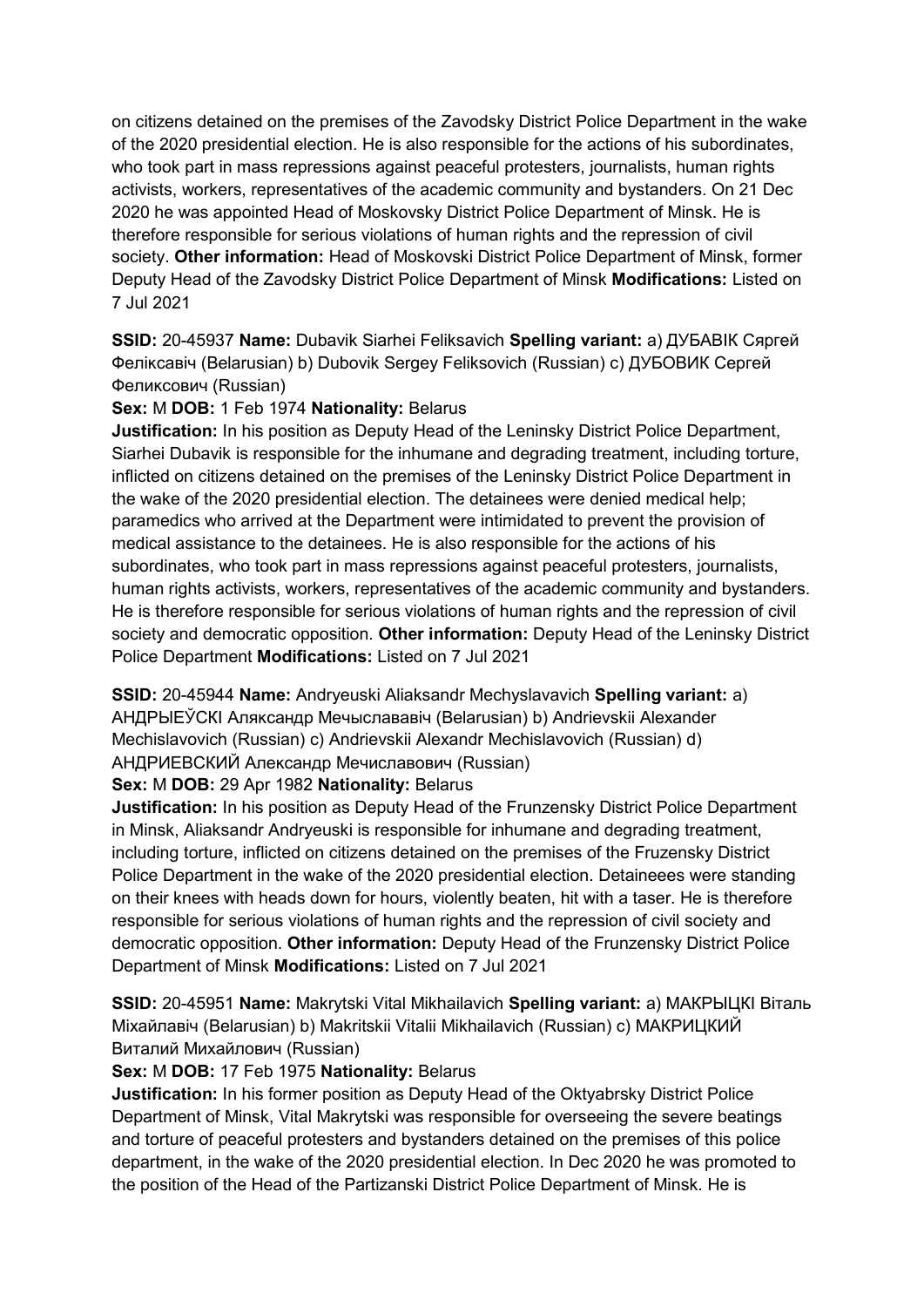on citizens detained on the premises of the Zavodsky District Police Department in the wake of the 2020 presidential election. He is also responsible for the actions of his subordinates, who took part in mass repressions against peaceful protesters, journalists, human rights activists, workers, representatives of the academic community and bystanders. On 21 Dec 2020 he was appointed Head of Moskovsky District Police Department of Minsk. He is therefore responsible for serious violations of human rights and the repression of civil society. **Other information:** Head of Moskovski District Police Department of Minsk, former Deputy Head of the Zavodsky District Police Department of Minsk **Modifications:** Listed on 7 Jul 2021

**SSID:** 20-45937 **Name:** Dubavik Siarhei Feliksavich **Spelling variant:** a) ДУБАВІК Сяргей Феліксавіч (Belarusian) b) Dubovik Sergey Feliksovich (Russian) c) ДУБОВИК Сергей Феликсович (Russian)

**Sex:** M **DOB:** 1 Feb 1974 **Nationality:** Belarus

**Justification:** In his position as Deputy Head of the Leninsky District Police Department, Siarhei Dubavik is responsible for the inhumane and degrading treatment, including torture, inflicted on citizens detained on the premises of the Leninsky District Police Department in the wake of the 2020 presidential election. The detainees were denied medical help; paramedics who arrived at the Department were intimidated to prevent the provision of medical assistance to the detainees. He is also responsible for the actions of his subordinates, who took part in mass repressions against peaceful protesters, journalists, human rights activists, workers, representatives of the academic community and bystanders. He is therefore responsible for serious violations of human rights and the repression of civil society and democratic opposition. **Other information:** Deputy Head of the Leninsky District Police Department **Modifications:** Listed on 7 Jul 2021

**SSID:** 20-45944 **Name:** Andryeuski Aliaksandr Mechyslavavich **Spelling variant:** a) АНДРЫЕЎСКІ Аляксандр Мечыслававіч (Belarusian) b) Andrievskii Alexander Mechislavovich (Russian) c) Andrievskii Alexandr Mechislavovich (Russian) d) АНДРИЕВСКИЙ Александр Мечиславович (Russian)

**Sex:** M **DOB:** 29 Apr 1982 **Nationality:** Belarus

**Justification:** In his position as Deputy Head of the Frunzensky District Police Department in Minsk, Aliaksandr Andryeuski is responsible for inhumane and degrading treatment, including torture, inflicted on citizens detained on the premises of the Fruzensky District Police Department in the wake of the 2020 presidential election. Detaineees were standing on their knees with heads down for hours, violently beaten, hit with a taser. He is therefore responsible for serious violations of human rights and the repression of civil society and democratic opposition. **Other information:** Deputy Head of the Frunzensky District Police Department of Minsk **Modifications:** Listed on 7 Jul 2021

**SSID:** 20-45951 **Name:** Makrytski Vital Mikhailavich **Spelling variant:** a) МАКРЫЦКІ Віталь Міхайлавіч (Belarusian) b) Makritskii Vitalii Mikhailavich (Russian) c) МАКРИЦКИЙ Виталий Михайлович (Russian)

**Sex:** M **DOB:** 17 Feb 1975 **Nationality:** Belarus

**Justification:** In his former position as Deputy Head of the Oktyabrsky District Police Department of Minsk, Vital Makrytski was responsible for overseeing the severe beatings and torture of peaceful protesters and bystanders detained on the premises of this police department, in the wake of the 2020 presidential election. In Dec 2020 he was promoted to the position of the Head of the Partizanski District Police Department of Minsk. He is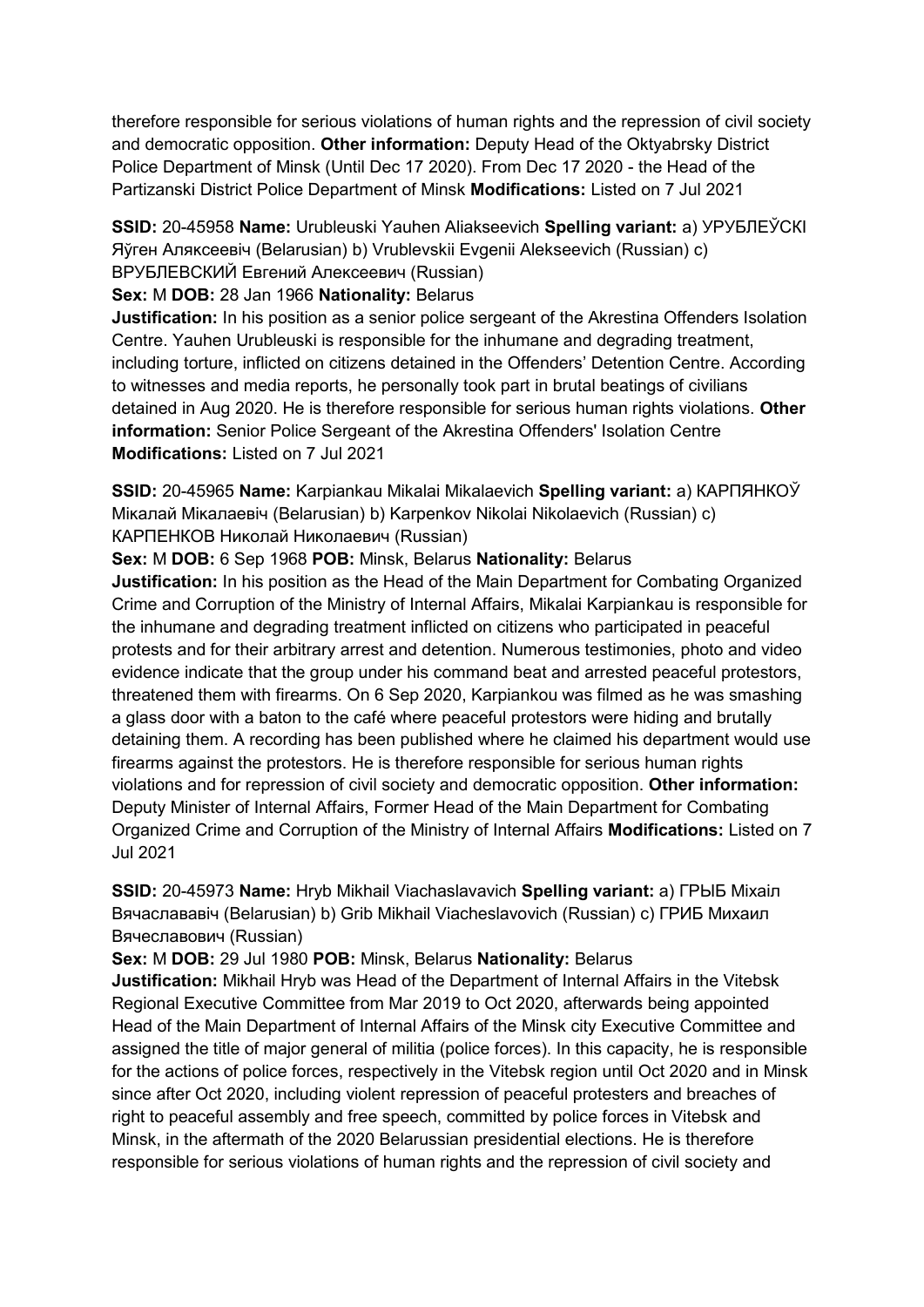therefore responsible for serious violations of human rights and the repression of civil society and democratic opposition. **Other information:** Deputy Head of the Oktyabrsky District Police Department of Minsk (Until Dec 17 2020). From Dec 17 2020 - the Head of the Partizanski District Police Department of Minsk **Modifications:** Listed on 7 Jul 2021

**SSID:** 20-45958 **Name:** Urubleuski Yauhen Aliakseevich **Spelling variant:** a) УРУБЛЕЎСКІ Яўген Аляксеевіч (Belarusian) b) Vrublevskii Evgenii Alekseevich (Russian) c) ВРУБЛЕВСКИЙ Евгений Алексеевич (Russian)

**Sex:** M **DOB:** 28 Jan 1966 **Nationality:** Belarus

**Justification:** In his position as a senior police sergeant of the Akrestina Offenders Isolation Centre. Yauhen Urubleuski is responsible for the inhumane and degrading treatment, including torture, inflicted on citizens detained in the Offenders' Detention Centre. According to witnesses and media reports, he personally took part in brutal beatings of civilians detained in Aug 2020. He is therefore responsible for serious human rights violations. **Other information:** Senior Police Sergeant of the Akrestina Offenders' Isolation Centre **Modifications:** Listed on 7 Jul 2021

**SSID:** 20-45965 **Name:** Karpiankau Mikalai Mikalaevich **Spelling variant:** a) КАРПЯНКОЎ Мікалай Мікалаевіч (Belarusian) b) Karpenkov Nikolai Nikolaevich (Russian) c) КАРПЕНКОВ Николай Николаевич (Russian)

**Sex:** M **DOB:** 6 Sep 1968 **POB:** Minsk, Belarus **Nationality:** Belarus

**Justification:** In his position as the Head of the Main Department for Combating Organized Crime and Corruption of the Ministry of Internal Affairs, Mikalai Karpiankau is responsible for the inhumane and degrading treatment inflicted on citizens who participated in peaceful protests and for their arbitrary arrest and detention. Numerous testimonies, photo and video evidence indicate that the group under his command beat and arrested peaceful protestors, threatened them with firearms. On 6 Sep 2020, Karpiankou was filmed as he was smashing a glass door with a baton to the café where peaceful protestors were hiding and brutally detaining them. A recording has been published where he claimed his department would use firearms against the protestors. He is therefore responsible for serious human rights violations and for repression of civil society and democratic opposition. **Other information:** Deputy Minister of Internal Affairs, Former Head of the Main Department for Combating Organized Crime and Corruption of the Ministry of Internal Affairs **Modifications:** Listed on 7 Jul 2021

**SSID:** 20-45973 **Name:** Hryb Mikhail Viachaslavavich **Spelling variant:** a) ГРЫБ Міхаіл Вячаслававіч (Belarusian) b) Grib Mikhail Viacheslavovich (Russian) c) ГРИБ Михаил Вячеславович (Russian)

**Sex:** M **DOB:** 29 Jul 1980 **POB:** Minsk, Belarus **Nationality:** Belarus

**Justification:** Mikhail Hryb was Head of the Department of Internal Affairs in the Vitebsk Regional Executive Committee from Mar 2019 to Oct 2020, afterwards being appointed Head of the Main Department of Internal Affairs of the Minsk city Executive Committee and assigned the title of major general of militia (police forces). In this capacity, he is responsible for the actions of police forces, respectively in the Vitebsk region until Oct 2020 and in Minsk since after Oct 2020, including violent repression of peaceful protesters and breaches of right to peaceful assembly and free speech, committed by police forces in Vitebsk and Minsk, in the aftermath of the 2020 Belarussian presidential elections. He is therefore responsible for serious violations of human rights and the repression of civil society and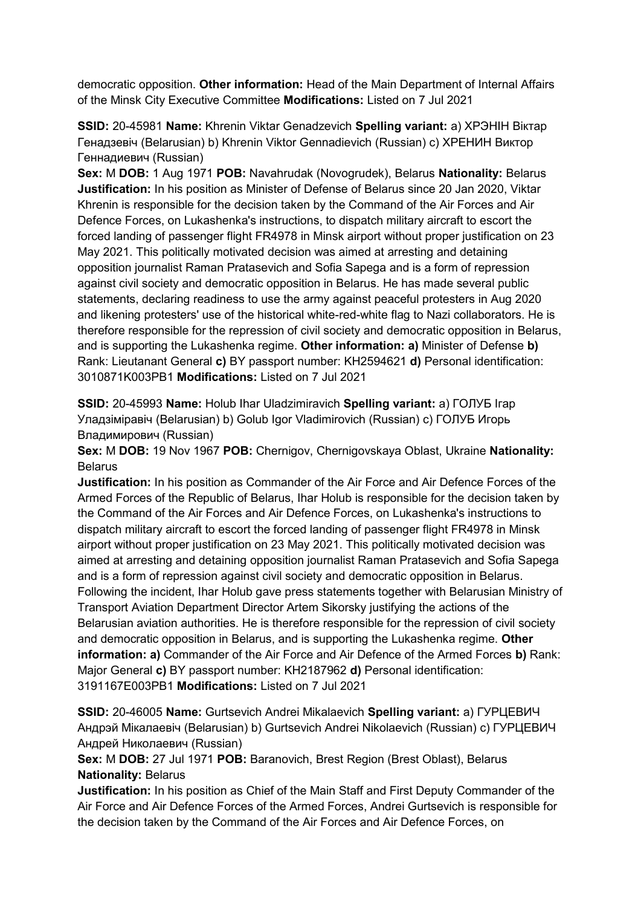democratic opposition. **Other information:** Head of the Main Department of Internal Affairs of the Minsk City Executive Committee **Modifications:** Listed on 7 Jul 2021

**SSID:** 20-45981 **Name:** Khrenin Viktar Genadzevich **Spelling variant:** a) ХРЭНІН Віктар Генадзевіч (Belarusian) b) Khrenin Viktor Gennadievich (Russian) c) ХРЕНИН Виктор Геннадиевич (Russian)
**Sex:** M **DOB:** 1 Aug 1971 **POB:** Navahrudak (Novogrudek), Belarus **Nationality:** Belarus
**Justification:** In his position as Minister of Defense of Belarus since 20 Jan 2020, Viktar Khrenin is responsible for the decision taken by the Command of the Air Forces and Air Defence Forces, on Lukashenka's instructions, to dispatch military aircraft to escort the forced landing of passenger flight FR4978 in Minsk airport without proper justification on 23 May 2021. This politically motivated decision was aimed at arresting and detaining opposition journalist Raman Pratasevich and Sofia Sapega and is a form of repression against civil society and democratic opposition in Belarus. He has made several public statements, declaring readiness to use the army against peaceful protesters in Aug 2020 and likening protesters' use of the historical white-red-white flag to Nazi collaborators. He is therefore responsible for the repression of civil society and democratic opposition in Belarus, and is supporting the Lukashenka regime. **Other information: a)** Minister of Defense **b)** Rank: Lieutanant General **c)** BY passport number: KH2594621 **d)** Personal identification: 3010871K003PB1 **Modifications:** Listed on 7 Jul 2021

**SSID:** 20-45993 **Name:** Holub Ihar Uladzimiravich **Spelling variant:** a) ГОЛУБ Ігар Уладзіміравіч (Belarusian) b) Golub Igor Vladimirovich (Russian) c) ГОЛУБ Игорь Владимирович (Russian)
**Sex:** M **DOB:** 19 Nov 1967 **POB:** Chernigov, Chernigovskaya Oblast, Ukraine **Nationality:** Belarus
**Justification:** In his position as Commander of the Air Force and Air Defence Forces of the Armed Forces of the Republic of Belarus, Ihar Holub is responsible for the decision taken by the Command of the Air Forces and Air Defence Forces, on Lukashenka's instructions to dispatch military aircraft to escort the forced landing of passenger flight FR4978 in Minsk airport without proper justification on 23 May 2021. This politically motivated decision was aimed at arresting and detaining opposition journalist Raman Pratasevich and Sofia Sapega and is a form of repression against civil society and democratic opposition in Belarus. Following the incident, Ihar Holub gave press statements together with Belarusian Ministry of Transport Aviation Department Director Artem Sikorsky justifying the actions of the Belarusian aviation authorities. He is therefore responsible for the repression of civil society and democratic opposition in Belarus, and is supporting the Lukashenka regime. **Other information: a)** Commander of the Air Force and Air Defence of the Armed Forces **b)** Rank: Major General **c)** BY passport number: KH2187962 **d)** Personal identification: 3191167E003PB1 **Modifications:** Listed on 7 Jul 2021

**SSID:** 20-46005 **Name:** Gurtsevich Andrei Mikalaevich **Spelling variant:** a) ГУРЦЕВИЧ Андрэй Мікалаевіч (Belarusian) b) Gurtsevich Andrei Nikolaevich (Russian) c) ГУРЦЕВИЧ Андрей Николаевич (Russian)
**Sex:** M **DOB:** 27 Jul 1971 **POB:** Baranovich, Brest Region (Brest Oblast), Belarus **Nationality:** Belarus
**Justification:** In his position as Chief of the Main Staff and First Deputy Commander of the Air Force and Air Defence Forces of the Armed Forces, Andrei Gurtsevich is responsible for the decision taken by the Command of the Air Forces and Air Defence Forces, on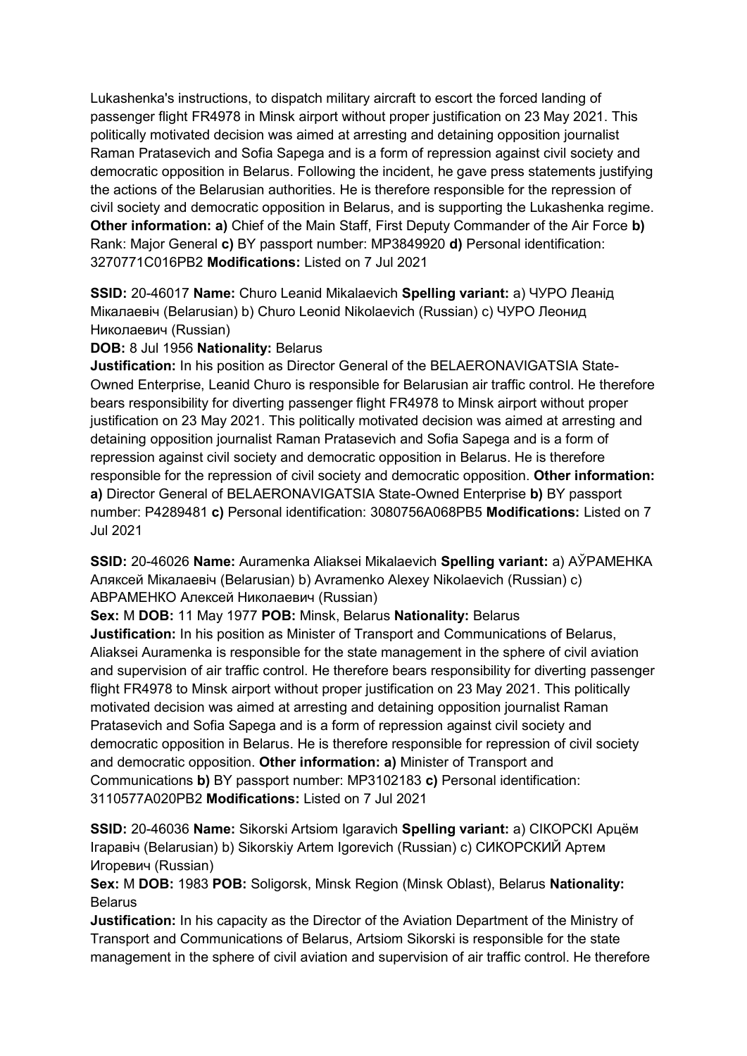Lukashenka's instructions, to dispatch military aircraft to escort the forced landing of passenger flight FR4978 in Minsk airport without proper justification on 23 May 2021. This politically motivated decision was aimed at arresting and detaining opposition journalist Raman Pratasevich and Sofia Sapega and is a form of repression against civil society and democratic opposition in Belarus. Following the incident, he gave press statements justifying the actions of the Belarusian authorities. He is therefore responsible for the repression of civil society and democratic opposition in Belarus, and is supporting the Lukashenka regime. **Other information: a)** Chief of the Main Staff, First Deputy Commander of the Air Force **b)** Rank: Major General **c)** BY passport number: MP3849920 **d)** Personal identification: 3270771C016PB2 **Modifications:** Listed on 7 Jul 2021

**SSID:** 20-46017 **Name:** Churo Leanid Mikalaevich **Spelling variant:** a) ЧУРО Леанід Мікалаевіч (Belarusian) b) Churo Leonid Nikolaevich (Russian) c) ЧУРО Леонид Николаевич (Russian)

**DOB:** 8 Jul 1956 **Nationality:** Belarus

**Justification:** In his position as Director General of the BELAERONAVIGATSIA State-Owned Enterprise, Leanid Churo is responsible for Belarusian air traffic control. He therefore bears responsibility for diverting passenger flight FR4978 to Minsk airport without proper justification on 23 May 2021. This politically motivated decision was aimed at arresting and detaining opposition journalist Raman Pratasevich and Sofia Sapega and is a form of repression against civil society and democratic opposition in Belarus. He is therefore responsible for the repression of civil society and democratic opposition. **Other information: a)** Director General of BELAERONAVIGATSIA State-Owned Enterprise **b)** BY passport number: P4289481 **c)** Personal identification: 3080756A068PB5 **Modifications:** Listed on 7 Jul 2021

**SSID:** 20-46026 **Name:** Auramenka Aliaksei Mikalaevich **Spelling variant:** a) АЎРАМЕНКА Аляксей Мікалаевіч (Belarusian) b) Avramenko Alexey Nikolaevich (Russian) c) АВРАМЕНКО Алексей Николаевич (Russian)

**Sex:** M **DOB:** 11 May 1977 **POB:** Minsk, Belarus **Nationality:** Belarus

**Justification:** In his position as Minister of Transport and Communications of Belarus, Aliaksei Auramenka is responsible for the state management in the sphere of civil aviation and supervision of air traffic control. He therefore bears responsibility for diverting passenger flight FR4978 to Minsk airport without proper justification on 23 May 2021. This politically motivated decision was aimed at arresting and detaining opposition journalist Raman Pratasevich and Sofia Sapega and is a form of repression against civil society and democratic opposition in Belarus. He is therefore responsible for repression of civil society and democratic opposition. **Other information: a)** Minister of Transport and Communications **b)** BY passport number: MP3102183 **c)** Personal identification: 3110577A020PB2 **Modifications:** Listed on 7 Jul 2021

**SSID:** 20-46036 **Name:** Sikorski Artsiom Igaravich **Spelling variant:** a) СІКОРСКІ Арцём Ігаравіч (Belarusian) b) Sikorskiy Artem Igorevich (Russian) c) СИКОРСКИЙ Артем Игоревич (Russian)

**Sex:** M **DOB:** 1983 **POB:** Soligorsk, Minsk Region (Minsk Oblast), Belarus **Nationality:** Belarus

**Justification:** In his capacity as the Director of the Aviation Department of the Ministry of Transport and Communications of Belarus, Artsiom Sikorski is responsible for the state management in the sphere of civil aviation and supervision of air traffic control. He therefore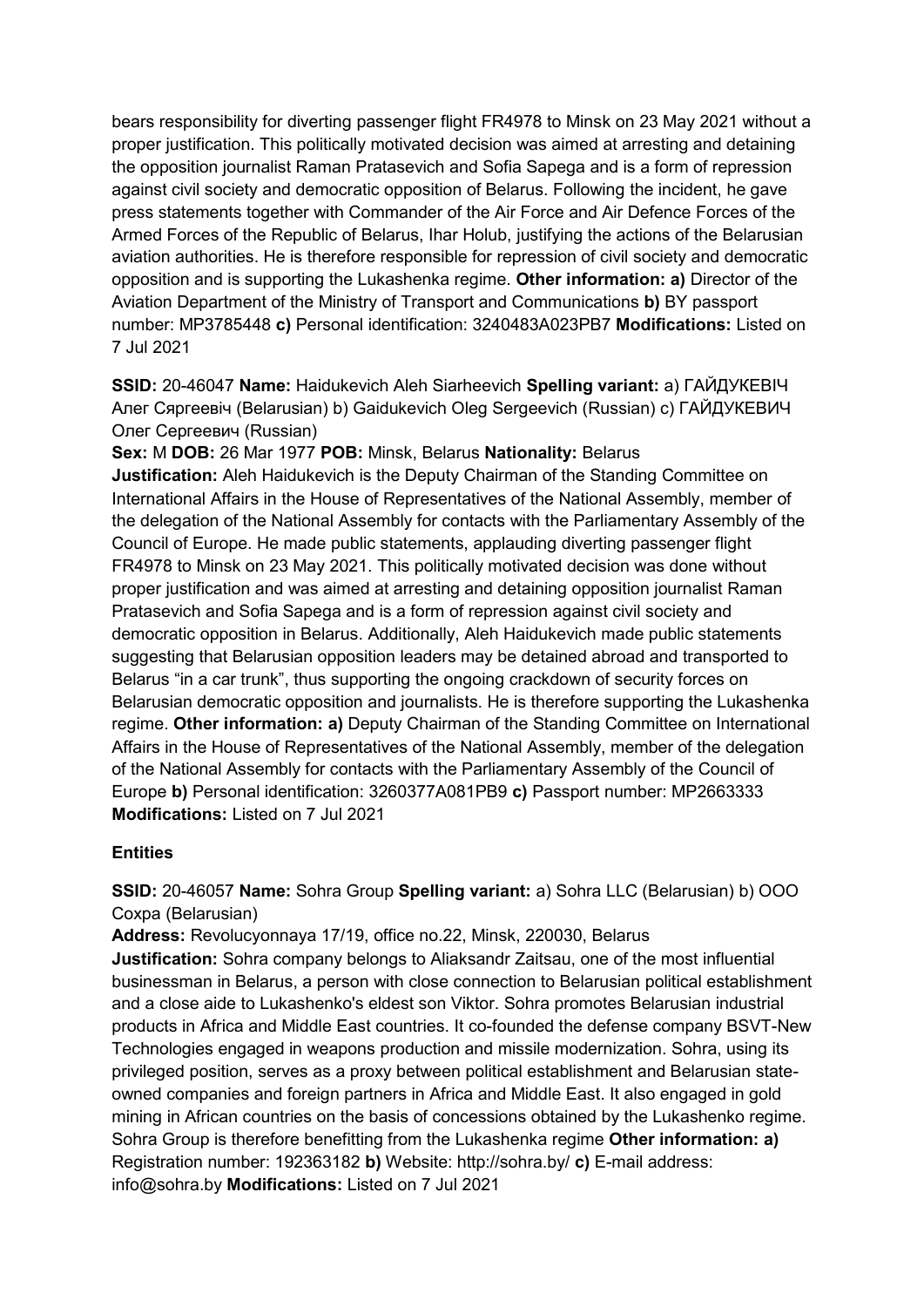bears responsibility for diverting passenger flight FR4978 to Minsk on 23 May 2021 without a proper justification. This politically motivated decision was aimed at arresting and detaining the opposition journalist Raman Pratasevich and Sofia Sapega and is a form of repression against civil society and democratic opposition of Belarus. Following the incident, he gave press statements together with Commander of the Air Force and Air Defence Forces of the Armed Forces of the Republic of Belarus, Ihar Holub, justifying the actions of the Belarusian aviation authorities. He is therefore responsible for repression of civil society and democratic opposition and is supporting the Lukashenka regime. **Other information: a)** Director of the Aviation Department of the Ministry of Transport and Communications **b)** BY passport number: MP3785448 **c)** Personal identification: 3240483A023PB7 **Modifications:** Listed on 7 Jul 2021

**SSID:** 20-46047 **Name:** Haidukevich Aleh Siarheevich **Spelling variant:** a) ГАЙДУКЕВІЧ Алег Сяргеевіч (Belarusian) b) Gaidukevich Oleg Sergeevich (Russian) c) ГАЙДУКЕВИЧ Олег Сергеевич (Russian)
**Sex:** M **DOB:** 26 Mar 1977 **POB:** Minsk, Belarus **Nationality:** Belarus
**Justification:** Aleh Haidukevich is the Deputy Chairman of the Standing Committee on International Affairs in the House of Representatives of the National Assembly, member of the delegation of the National Assembly for contacts with the Parliamentary Assembly of the Council of Europe. He made public statements, applauding diverting passenger flight FR4978 to Minsk on 23 May 2021. This politically motivated decision was done without proper justification and was aimed at arresting and detaining opposition journalist Raman Pratasevich and Sofia Sapega and is a form of repression against civil society and democratic opposition in Belarus. Additionally, Aleh Haidukevich made public statements suggesting that Belarusian opposition leaders may be detained abroad and transported to Belarus "in a car trunk", thus supporting the ongoing crackdown of security forces on Belarusian democratic opposition and journalists. He is therefore supporting the Lukashenka regime. **Other information: a)** Deputy Chairman of the Standing Committee on International Affairs in the House of Representatives of the National Assembly, member of the delegation of the National Assembly for contacts with the Parliamentary Assembly of the Council of Europe **b)** Personal identification: 3260377A081PB9 **c)** Passport number: MP2663333 **Modifications:** Listed on 7 Jul 2021

## Entities

**SSID:** 20-46057 **Name:** Sohra Group **Spelling variant:** a) Sohra LLC (Belarusian) b) OOO Сохра (Belarusian)
**Address:** Revolucyonnaya 17/19, office no.22, Minsk, 220030, Belarus
**Justification:** Sohra company belongs to Aliaksandr Zaitsau, one of the most influential businessman in Belarus, a person with close connection to Belarusian political establishment and a close aide to Lukashenko's eldest son Viktor. Sohra promotes Belarusian industrial products in Africa and Middle East countries. It co-founded the defense company BSVT-New Technologies engaged in weapons production and missile modernization. Sohra, using its privileged position, serves as a proxy between political establishment and Belarusian state-owned companies and foreign partners in Africa and Middle East. It also engaged in gold mining in African countries on the basis of concessions obtained by the Lukashenko regime. Sohra Group is therefore benefitting from the Lukashenka regime **Other information: a)** Registration number: 192363182 **b)** Website: http://sohra.by/ **c)** E-mail address: info@sohra.by **Modifications:** Listed on 7 Jul 2021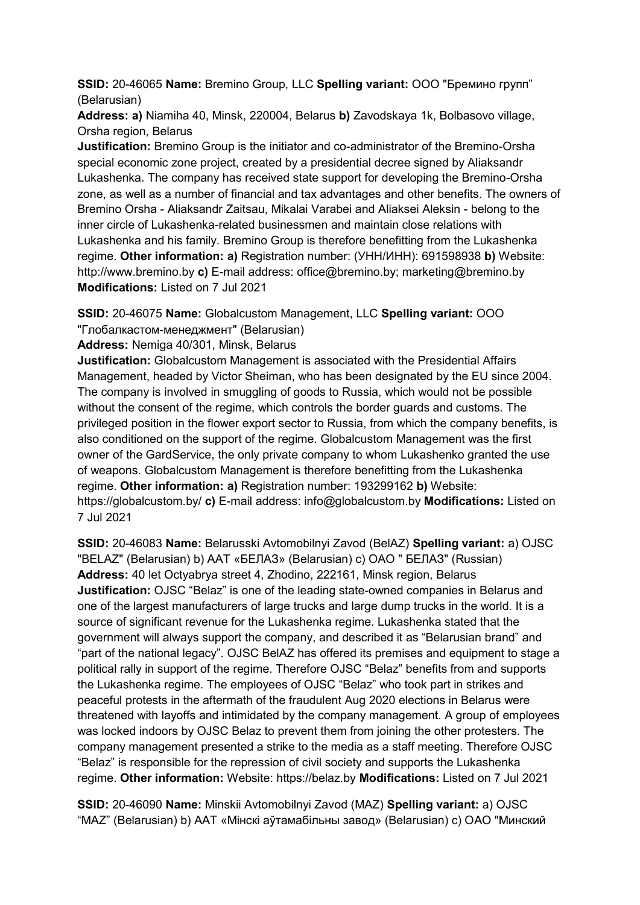**SSID:** 20-46065 **Name:** Bremino Group, LLC **Spelling variant:** ООО "Бремино групп" (Belarusian)

**Address: a)** Niamiha 40, Minsk, 220004, Belarus **b)** Zavodskaya 1k, Bolbasovo village, Orsha region, Belarus

**Justification:** Bremino Group is the initiator and co-administrator of the Bremino-Orsha special economic zone project, created by a presidential decree signed by Aliaksandr Lukashenka. The company has received state support for developing the Bremino-Orsha zone, as well as a number of financial and tax advantages and other benefits. The owners of Bremino Orsha - Aliaksandr Zaitsau, Mikalai Varabei and Aliaksei Aleksin - belong to the inner circle of Lukashenka-related businessmen and maintain close relations with Lukashenka and his family. Bremino Group is therefore benefitting from the Lukashenka regime. **Other information: a)** Registration number: (УНН/ИНН): 691598938 **b)** Website: http://www.bremino.by **c)** E-mail address: office@bremino.by; marketing@bremino.by **Modifications:** Listed on 7 Jul 2021

**SSID:** 20-46075 **Name:** Globalcustom Management, LLC **Spelling variant:** ООО "Глобалкастом-менеджмент" (Belarusian)

**Address:** Nemiga 40/301, Minsk, Belarus

**Justification:** Globalcustom Management is associated with the Presidential Affairs Management, headed by Victor Sheiman, who has been designated by the EU since 2004. The company is involved in smuggling of goods to Russia, which would not be possible without the consent of the regime, which controls the border guards and customs. The privileged position in the flower export sector to Russia, from which the company benefits, is also conditioned on the support of the regime. Globalcustom Management was the first owner of the GardService, the only private company to whom Lukashenko granted the use of weapons. Globalcustom Management is therefore benefitting from the Lukashenka regime. **Other information: a)** Registration number: 193299162 **b)** Website: https://globalcustom.by/ **c)** E-mail address: info@globalcustom.by **Modifications:** Listed on 7 Jul 2021

**SSID:** 20-46083 **Name:** Belarusski Avtomobilnyi Zavod (BelAZ) **Spelling variant:** a) OJSC "BELAZ" (Belarusian) b) ААТ «БЕЛАЗ» (Belarusian) c) ОАО " БЕЛАЗ" (Russian)

**Address:** 40 let Octyabrya street 4, Zhodino, 222161, Minsk region, Belarus

**Justification:** OJSC "Belaz" is one of the leading state-owned companies in Belarus and one of the largest manufacturers of large trucks and large dump trucks in the world. It is a source of significant revenue for the Lukashenka regime. Lukashenka stated that the government will always support the company, and described it as "Belarusian brand" and "part of the national legacy". OJSC BelAZ has offered its premises and equipment to stage a political rally in support of the regime. Therefore OJSC "Belaz" benefits from and supports the Lukashenka regime. The employees of OJSC "Belaz" who took part in strikes and peaceful protests in the aftermath of the fraudulent Aug 2020 elections in Belarus were threatened with layoffs and intimidated by the company management. A group of employees was locked indoors by OJSC Belaz to prevent them from joining the other protesters. The company management presented a strike to the media as a staff meeting. Therefore OJSC "Belaz" is responsible for the repression of civil society and supports the Lukashenka regime. **Other information:** Website: https://belaz.by **Modifications:** Listed on 7 Jul 2021

**SSID:** 20-46090 **Name:** Minskii Avtomobilnyi Zavod (MAZ) **Spelling variant:** a) OJSC "MAZ" (Belarusian) b) ААТ «Мінскі аўтамабільны завод» (Belarusian) c) ОАО "Минский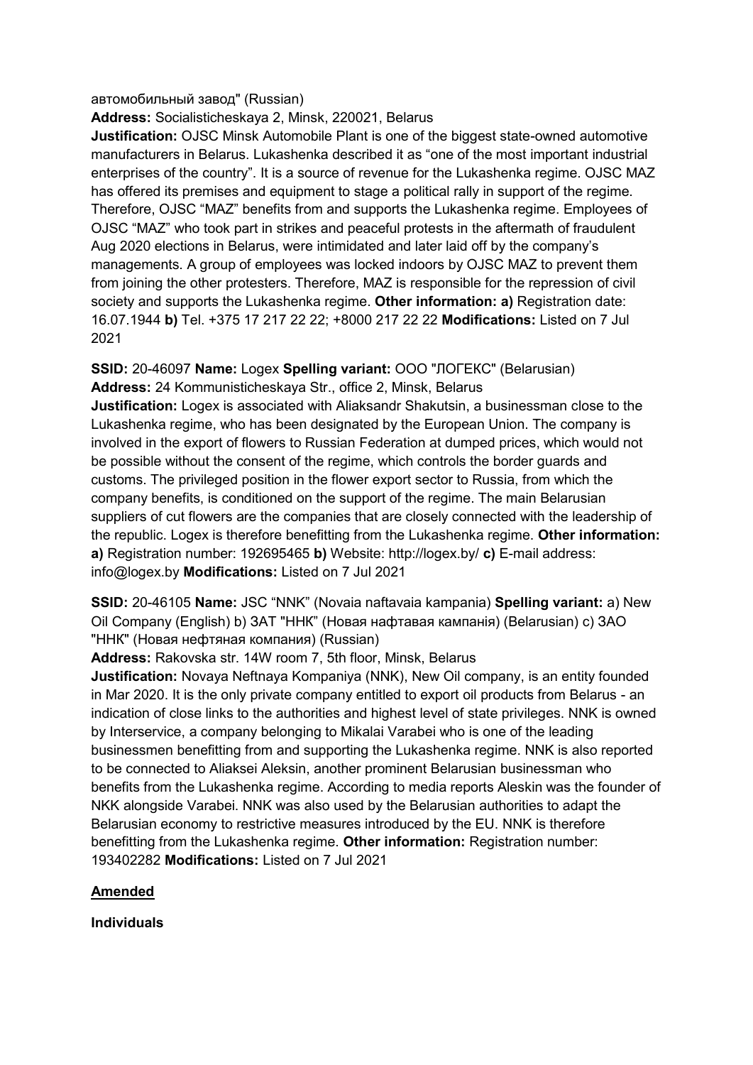автомобильный завод" (Russian)
**Address:** Socialisticheskaya 2, Minsk, 220021, Belarus
**Justification:** OJSC Minsk Automobile Plant is one of the biggest state-owned automotive manufacturers in Belarus. Lukashenka described it as "one of the most important industrial enterprises of the country". It is a source of revenue for the Lukashenka regime. OJSC MAZ has offered its premises and equipment to stage a political rally in support of the regime. Therefore, OJSC "MAZ" benefits from and supports the Lukashenka regime. Employees of OJSC "MAZ" who took part in strikes and peaceful protests in the aftermath of fraudulent Aug 2020 elections in Belarus, were intimidated and later laid off by the company's managements. A group of employees was locked indoors by OJSC MAZ to prevent them from joining the other protesters. Therefore, MAZ is responsible for the repression of civil society and supports the Lukashenka regime. **Other information: a)** Registration date: 16.07.1944 **b)** Tel. +375 17 217 22 22; +8000 217 22 22 **Modifications:** Listed on 7 Jul 2021

**SSID:** 20-46097 **Name:** Logex **Spelling variant:** ООО "ЛОГЕКС" (Belarusian)
**Address:** 24 Kommunisticheskaya Str., office 2, Minsk, Belarus
**Justification:** Logex is associated with Aliaksandr Shakutsin, a businessman close to the Lukashenka regime, who has been designated by the European Union. The company is involved in the export of flowers to Russian Federation at dumped prices, which would not be possible without the consent of the regime, which controls the border guards and customs. The privileged position in the flower export sector to Russia, from which the company benefits, is conditioned on the support of the regime. The main Belarusian suppliers of cut flowers are the companies that are closely connected with the leadership of the republic. Logex is therefore benefitting from the Lukashenka regime. **Other information: a)** Registration number: 192695465 **b)** Website: http://logex.by/ **c)** E-mail address: info@logex.by **Modifications:** Listed on 7 Jul 2021

**SSID:** 20-46105 **Name:** JSC "NNK" (Novaia naftavaia kampania) **Spelling variant:** a) New Oil Company (English) b) ЗАТ "ННК" (Новая нафтавая кампанія) (Belarusian) c) ЗАО "ННК" (Новая нефтяная компания) (Russian)
**Address:** Rakovska str. 14W room 7, 5th floor, Minsk, Belarus
**Justification:** Novaya Neftnaya Kompaniya (NNK), New Oil company, is an entity founded in Mar 2020. It is the only private company entitled to export oil products from Belarus - an indication of close links to the authorities and highest level of state privileges. NNK is owned by Interservice, a company belonging to Mikalai Varabei who is one of the leading businessmen benefitting from and supporting the Lukashenka regime. NNK is also reported to be connected to Aliaksei Aleksin, another prominent Belarusian businessman who benefits from the Lukashenka regime. According to media reports Aleskin was the founder of NKK alongside Varabei. NNK was also used by the Belarusian authorities to adapt the Belarusian economy to restrictive measures introduced by the EU. NNK is therefore benefitting from the Lukashenka regime. **Other information:** Registration number: 193402282 **Modifications:** Listed on 7 Jul 2021

## Amended

### Individuals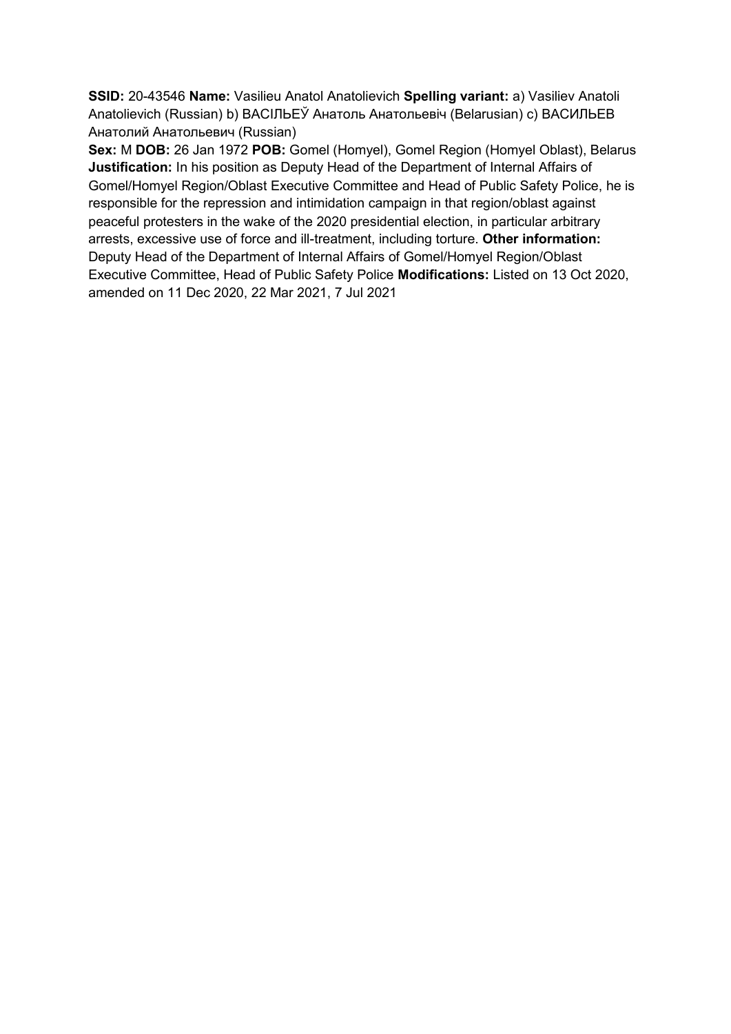**SSID:** 20-43546 **Name:** Vasilieu Anatol Anatolievich **Spelling variant:** a) Vasiliev Anatoli Anatolievich (Russian) b) ВАСІЛЬЕЎ Анатоль Анатольевіч (Belarusian) c) ВАСИЛЬЕВ Анатолий Анатольевич (Russian)
**Sex:** M **DOB:** 26 Jan 1972 **POB:** Gomel (Homyel), Gomel Region (Homyel Oblast), Belarus **Justification:** In his position as Deputy Head of the Department of Internal Affairs of Gomel/Homyel Region/Oblast Executive Committee and Head of Public Safety Police, he is responsible for the repression and intimidation campaign in that region/oblast against peaceful protesters in the wake of the 2020 presidential election, in particular arbitrary arrests, excessive use of force and ill-treatment, including torture. **Other information:** Deputy Head of the Department of Internal Affairs of Gomel/Homyel Region/Oblast Executive Committee, Head of Public Safety Police **Modifications:** Listed on 13 Oct 2020, amended on 11 Dec 2020, 22 Mar 2021, 7 Jul 2021